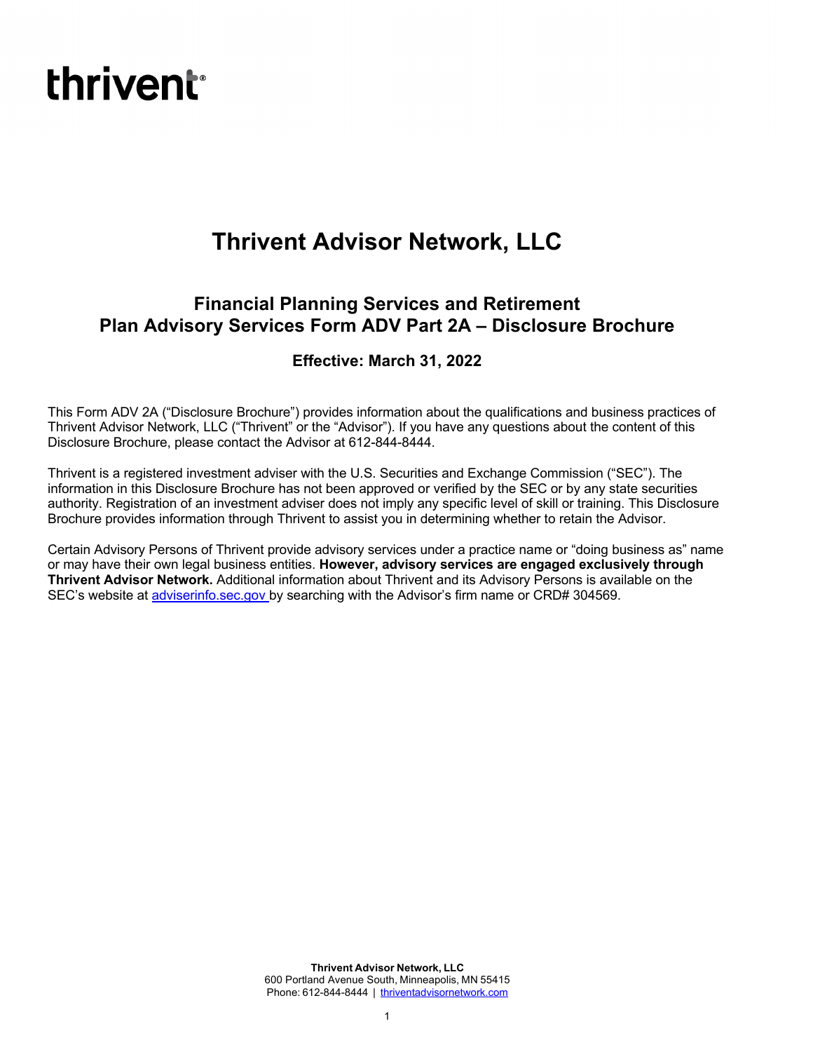thrivent

# Thrivent Advisor Network, LLC

## Financial Planning Services and Retirement Plan Advisory Services Form ADV Part 2A – Disclosure Brochure

### Effective: March 31, 2022

This Form ADV 2A ("Disclosure Brochure") provides information about the qualifications and business practices of Thrivent Advisor Network, LLC ("Thrivent" or the "Advisor"). If you have any questions about the content of this Disclosure Brochure, please contact the Advisor at 612-844-8444.

Thrivent is a registered investment adviser with the U.S. Securities and Exchange Commission ("SEC"). The information in this Disclosure Brochure has not been approved or verified by the SEC or by any state securities authority. Registration of an investment adviser does not imply any specific level of skill or training. This Disclosure Brochure provides information through Thrivent to assist you in determining whether to retain the Advisor.

Certain Advisory Persons of Thrivent provide advisory services under a practice name or "doing business as" name or may have their own legal business entities. **However, advisory services are engaged exclusively through Thrivent Advisor Network.** Additional information about Thrivent and its Advisory Persons is available on the SEC's website at adviserinfo.sec.gov by searching with the Advisor's firm name or CRD# 304569.

**Thrivent Advisor Network, LLC**
600 Portland Avenue South, Minneapolis, MN 55415
Phone: 612-844-8444 | thriventadvisornetwork.com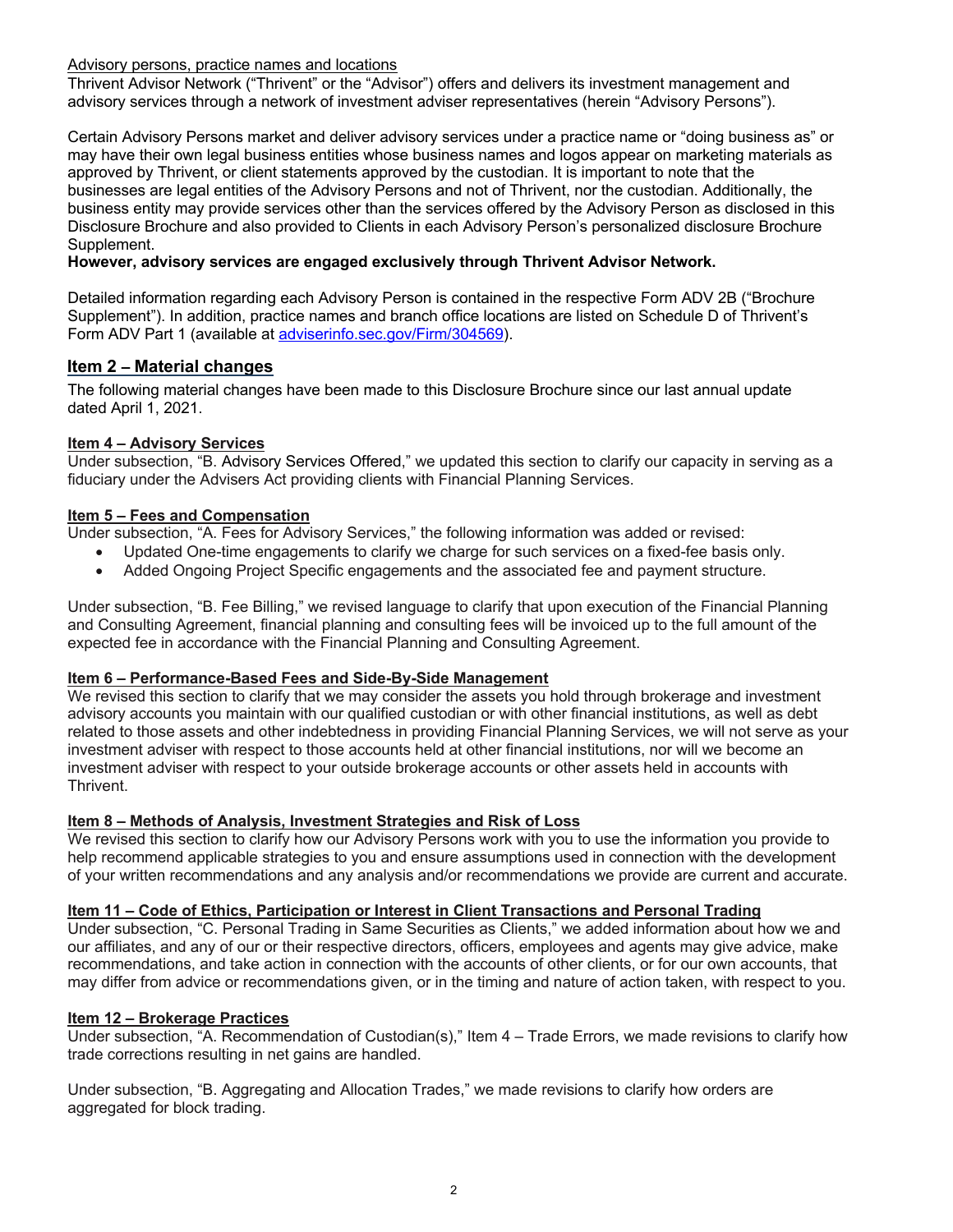Advisory persons, practice names and locations

Thrivent Advisor Network ("Thrivent" or the "Advisor") offers and delivers its investment management and advisory services through a network of investment adviser representatives (herein "Advisory Persons").

Certain Advisory Persons market and deliver advisory services under a practice name or "doing business as" or may have their own legal business entities whose business names and logos appear on marketing materials as approved by Thrivent, or client statements approved by the custodian. It is important to note that the businesses are legal entities of the Advisory Persons and not of Thrivent, nor the custodian. Additionally, the business entity may provide services other than the services offered by the Advisory Person as disclosed in this Disclosure Brochure and also provided to Clients in each Advisory Person's personalized disclosure Brochure Supplement.

**However, advisory services are engaged exclusively through Thrivent Advisor Network.**

Detailed information regarding each Advisory Person is contained in the respective Form ADV 2B ("Brochure Supplement"). In addition, practice names and branch office locations are listed on Schedule D of Thrivent's Form ADV Part 1 (available at [adviserinfo.sec.gov/Firm/304569](adviserinfo.sec.gov/Firm/304569)).

## Item 2 – Material changes

The following material changes have been made to this Disclosure Brochure since our last annual update dated April 1, 2021.

### Item 4 – Advisory Services

Under subsection, "B. Advisory Services Offered," we updated this section to clarify our capacity in serving as a fiduciary under the Advisers Act providing clients with Financial Planning Services.

### Item 5 – Fees and Compensation

Under subsection, "A. Fees for Advisory Services," the following information was added or revised:

- Updated One-time engagements to clarify we charge for such services on a fixed-fee basis only.
- Added Ongoing Project Specific engagements and the associated fee and payment structure.

Under subsection, "B. Fee Billing," we revised language to clarify that upon execution of the Financial Planning and Consulting Agreement, financial planning and consulting fees will be invoiced up to the full amount of the expected fee in accordance with the Financial Planning and Consulting Agreement.

### Item 6 – Performance-Based Fees and Side-By-Side Management

We revised this section to clarify that we may consider the assets you hold through brokerage and investment advisory accounts you maintain with our qualified custodian or with other financial institutions, as well as debt related to those assets and other indebtedness in providing Financial Planning Services, we will not serve as your investment adviser with respect to those accounts held at other financial institutions, nor will we become an investment adviser with respect to your outside brokerage accounts or other assets held in accounts with Thrivent.

### Item 8 – Methods of Analysis, Investment Strategies and Risk of Loss

We revised this section to clarify how our Advisory Persons work with you to use the information you provide to help recommend applicable strategies to you and ensure assumptions used in connection with the development of your written recommendations and any analysis and/or recommendations we provide are current and accurate.

### Item 11 – Code of Ethics, Participation or Interest in Client Transactions and Personal Trading

Under subsection, "C. Personal Trading in Same Securities as Clients," we added information about how we and our affiliates, and any of our or their respective directors, officers, employees and agents may give advice, make recommendations, and take action in connection with the accounts of other clients, or for our own accounts, that may differ from advice or recommendations given, or in the timing and nature of action taken, with respect to you.

### Item 12 – Brokerage Practices

Under subsection, "A. Recommendation of Custodian(s)," Item 4 – Trade Errors, we made revisions to clarify how trade corrections resulting in net gains are handled.

Under subsection, "B. Aggregating and Allocation Trades," we made revisions to clarify how orders are aggregated for block trading.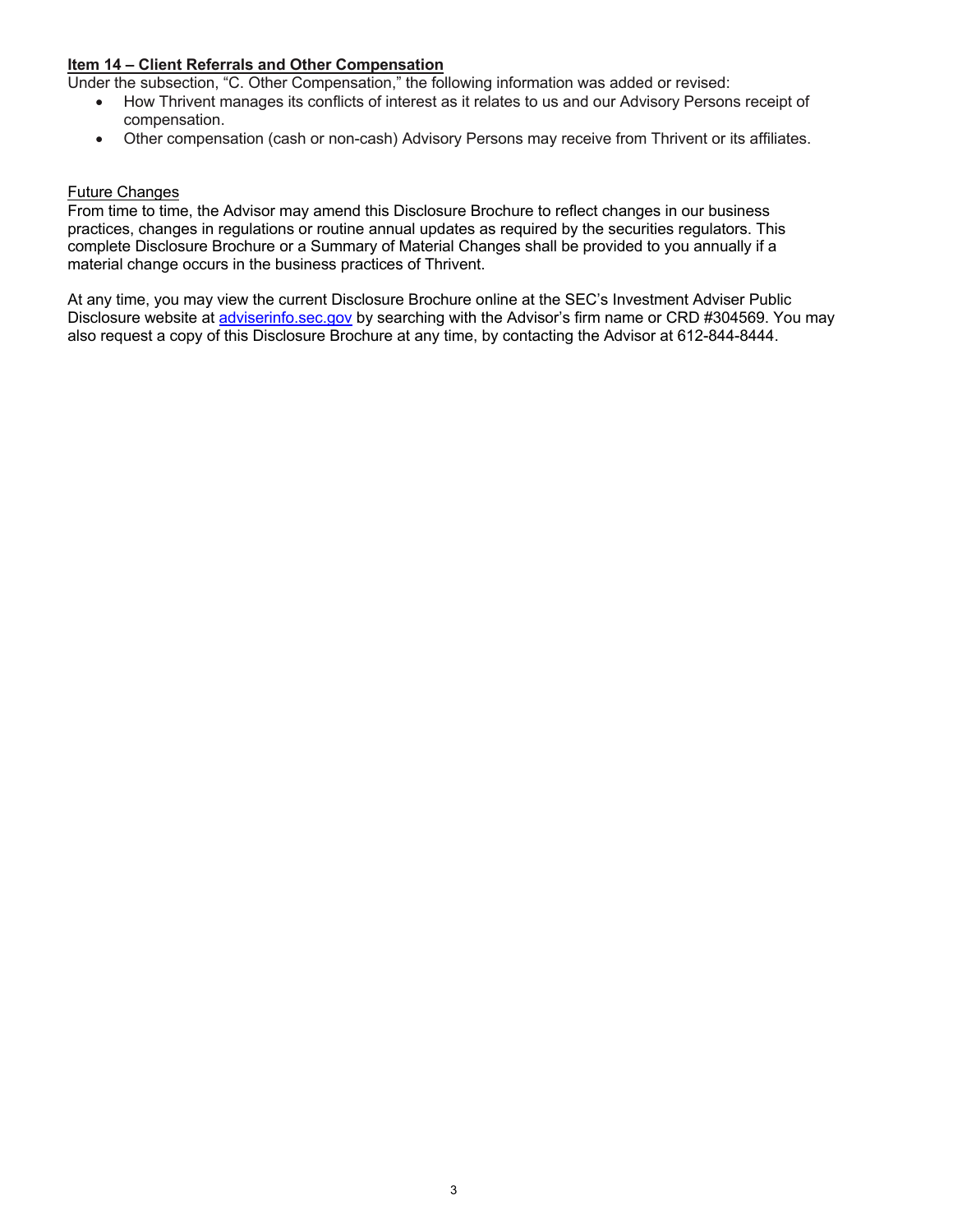**Item 14 – Client Referrals and Other Compensation**

Under the subsection, "C. Other Compensation," the following information was added or revised:

- How Thrivent manages its conflicts of interest as it relates to us and our Advisory Persons receipt of compensation.
- Other compensation (cash or non-cash) Advisory Persons may receive from Thrivent or its affiliates.

Future Changes

From time to time, the Advisor may amend this Disclosure Brochure to reflect changes in our business practices, changes in regulations or routine annual updates as required by the securities regulators. This complete Disclosure Brochure or a Summary of Material Changes shall be provided to you annually if a material change occurs in the business practices of Thrivent.

At any time, you may view the current Disclosure Brochure online at the SEC's Investment Adviser Public Disclosure website at [adviserinfo.sec.gov](https://adviserinfo.sec.gov) by searching with the Advisor's firm name or CRD #304569. You may also request a copy of this Disclosure Brochure at any time, by contacting the Advisor at 612-844-8444.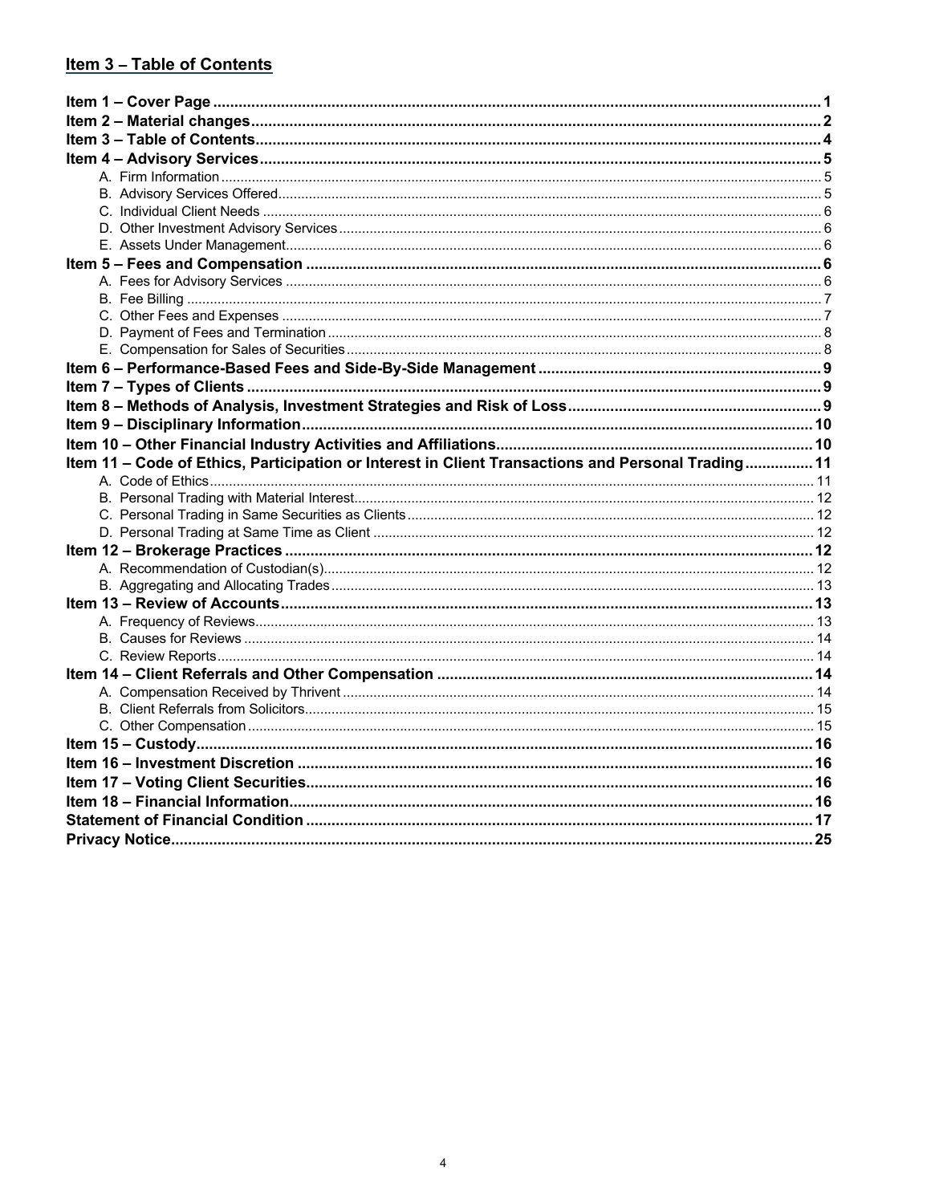## Item 3 – Table of Contents

**Item 1 – Cover Page** ..... 1
**Item 2 – Material changes** ..... 2
**Item 3 – Table of Contents** ..... 4
**Item 4 – Advisory Services** ..... 5
- A. Firm Information ..... 5
- B. Advisory Services Offered ..... 5
- C. Individual Client Needs ..... 6
- D. Other Investment Advisory Services ..... 6
- E. Assets Under Management ..... 6

**Item 5 – Fees and Compensation** ..... 6
- A. Fees for Advisory Services ..... 6
- B. Fee Billing ..... 7
- C. Other Fees and Expenses ..... 7
- D. Payment of Fees and Termination ..... 8
- E. Compensation for Sales of Securities ..... 8

**Item 6 – Performance-Based Fees and Side-By-Side Management** ..... 9
**Item 7 – Types of Clients** ..... 9
**Item 8 – Methods of Analysis, Investment Strategies and Risk of Loss** ..... 9
**Item 9 – Disciplinary Information** ..... 10
**Item 10 – Other Financial Industry Activities and Affiliations** ..... 10
**Item 11 – Code of Ethics, Participation or Interest in Client Transactions and Personal Trading** ..... 11
- A. Code of Ethics ..... 11
- B. Personal Trading with Material Interest ..... 12
- C. Personal Trading in Same Securities as Clients ..... 12
- D. Personal Trading at Same Time as Client ..... 12

**Item 12 – Brokerage Practices** ..... 12
- A. Recommendation of Custodian(s) ..... 12
- B. Aggregating and Allocating Trades ..... 13

**Item 13 – Review of Accounts** ..... 13
- A. Frequency of Reviews ..... 13
- B. Causes for Reviews ..... 14
- C. Review Reports ..... 14

**Item 14 – Client Referrals and Other Compensation** ..... 14
- A. Compensation Received by Thrivent ..... 14
- B. Client Referrals from Solicitors ..... 15
- C. Other Compensation ..... 15

**Item 15 – Custody** ..... 16
**Item 16 – Investment Discretion** ..... 16
**Item 17 – Voting Client Securities** ..... 16
**Item 18 – Financial Information** ..... 16
**Statement of Financial Condition** ..... 17
**Privacy Notice** ..... 25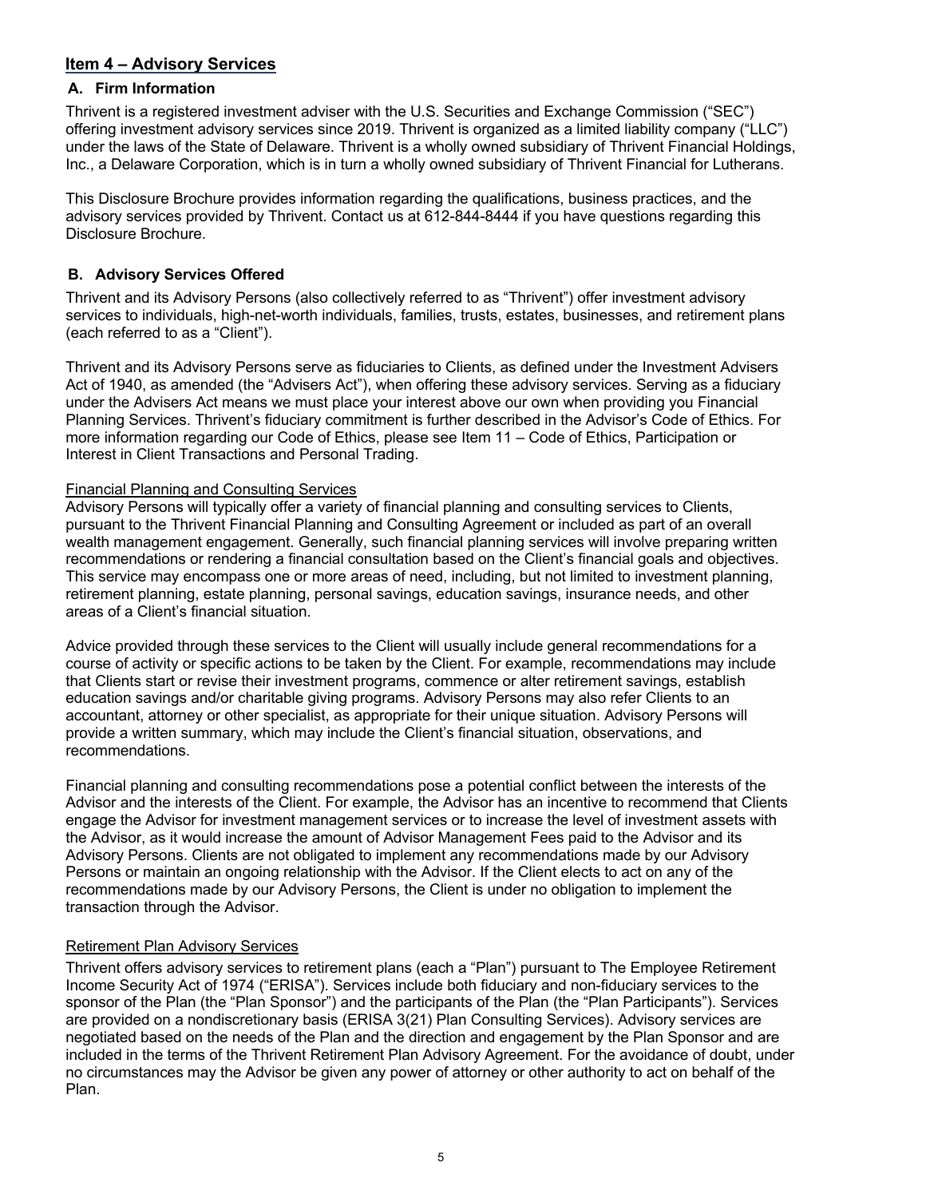## Item 4 – Advisory Services

### A. Firm Information

Thrivent is a registered investment adviser with the U.S. Securities and Exchange Commission ("SEC") offering investment advisory services since 2019. Thrivent is organized as a limited liability company ("LLC") under the laws of the State of Delaware. Thrivent is a wholly owned subsidiary of Thrivent Financial Holdings, Inc., a Delaware Corporation, which is in turn a wholly owned subsidiary of Thrivent Financial for Lutherans.

This Disclosure Brochure provides information regarding the qualifications, business practices, and the advisory services provided by Thrivent. Contact us at 612-844-8444 if you have questions regarding this Disclosure Brochure.

### B. Advisory Services Offered

Thrivent and its Advisory Persons (also collectively referred to as "Thrivent") offer investment advisory services to individuals, high-net-worth individuals, families, trusts, estates, businesses, and retirement plans (each referred to as a "Client").

Thrivent and its Advisory Persons serve as fiduciaries to Clients, as defined under the Investment Advisers Act of 1940, as amended (the "Advisers Act"), when offering these advisory services. Serving as a fiduciary under the Advisers Act means we must place your interest above our own when providing you Financial Planning Services. Thrivent's fiduciary commitment is further described in the Advisor's Code of Ethics. For more information regarding our Code of Ethics, please see Item 11 – Code of Ethics, Participation or Interest in Client Transactions and Personal Trading.

#### Financial Planning and Consulting Services

Advisory Persons will typically offer a variety of financial planning and consulting services to Clients, pursuant to the Thrivent Financial Planning and Consulting Agreement or included as part of an overall wealth management engagement. Generally, such financial planning services will involve preparing written recommendations or rendering a financial consultation based on the Client's financial goals and objectives. This service may encompass one or more areas of need, including, but not limited to investment planning, retirement planning, estate planning, personal savings, education savings, insurance needs, and other areas of a Client's financial situation.

Advice provided through these services to the Client will usually include general recommendations for a course of activity or specific actions to be taken by the Client. For example, recommendations may include that Clients start or revise their investment programs, commence or alter retirement savings, establish education savings and/or charitable giving programs. Advisory Persons may also refer Clients to an accountant, attorney or other specialist, as appropriate for their unique situation. Advisory Persons will provide a written summary, which may include the Client's financial situation, observations, and recommendations.

Financial planning and consulting recommendations pose a potential conflict between the interests of the Advisor and the interests of the Client. For example, the Advisor has an incentive to recommend that Clients engage the Advisor for investment management services or to increase the level of investment assets with the Advisor, as it would increase the amount of Advisor Management Fees paid to the Advisor and its Advisory Persons. Clients are not obligated to implement any recommendations made by our Advisory Persons or maintain an ongoing relationship with the Advisor. If the Client elects to act on any of the recommendations made by our Advisory Persons, the Client is under no obligation to implement the transaction through the Advisor.

#### Retirement Plan Advisory Services

Thrivent offers advisory services to retirement plans (each a "Plan") pursuant to The Employee Retirement Income Security Act of 1974 ("ERISA"). Services include both fiduciary and non-fiduciary services to the sponsor of the Plan (the "Plan Sponsor") and the participants of the Plan (the "Plan Participants"). Services are provided on a nondiscretionary basis (ERISA 3(21) Plan Consulting Services). Advisory services are negotiated based on the needs of the Plan and the direction and engagement by the Plan Sponsor and are included in the terms of the Thrivent Retirement Plan Advisory Agreement. For the avoidance of doubt, under no circumstances may the Advisor be given any power of attorney or other authority to act on behalf of the Plan.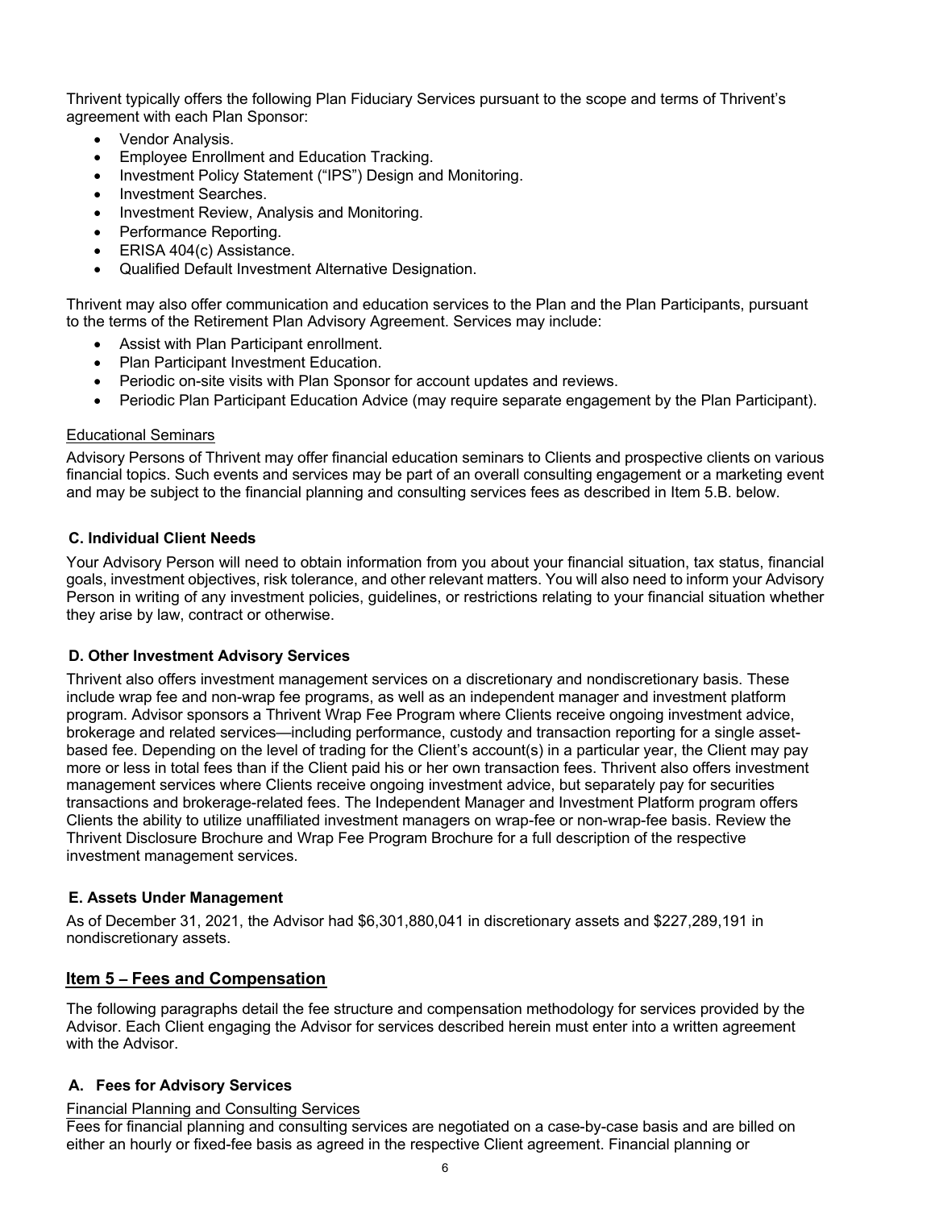Thrivent typically offers the following Plan Fiduciary Services pursuant to the scope and terms of Thrivent's agreement with each Plan Sponsor:

- Vendor Analysis.
- Employee Enrollment and Education Tracking.
- Investment Policy Statement ("IPS") Design and Monitoring.
- Investment Searches.
- Investment Review, Analysis and Monitoring.
- Performance Reporting.
- ERISA 404(c) Assistance.
- Qualified Default Investment Alternative Designation.

Thrivent may also offer communication and education services to the Plan and the Plan Participants, pursuant to the terms of the Retirement Plan Advisory Agreement. Services may include:

- Assist with Plan Participant enrollment.
- Plan Participant Investment Education.
- Periodic on-site visits with Plan Sponsor for account updates and reviews.
- Periodic Plan Participant Education Advice (may require separate engagement by the Plan Participant).

Educational Seminars

Advisory Persons of Thrivent may offer financial education seminars to Clients and prospective clients on various financial topics. Such events and services may be part of an overall consulting engagement or a marketing event and may be subject to the financial planning and consulting services fees as described in Item 5.B. below.

### C. Individual Client Needs

Your Advisory Person will need to obtain information from you about your financial situation, tax status, financial goals, investment objectives, risk tolerance, and other relevant matters. You will also need to inform your Advisory Person in writing of any investment policies, guidelines, or restrictions relating to your financial situation whether they arise by law, contract or otherwise.

### D. Other Investment Advisory Services

Thrivent also offers investment management services on a discretionary and nondiscretionary basis. These include wrap fee and non-wrap fee programs, as well as an independent manager and investment platform program. Advisor sponsors a Thrivent Wrap Fee Program where Clients receive ongoing investment advice, brokerage and related services—including performance, custody and transaction reporting for a single asset-based fee. Depending on the level of trading for the Client's account(s) in a particular year, the Client may pay more or less in total fees than if the Client paid his or her own transaction fees. Thrivent also offers investment management services where Clients receive ongoing investment advice, but separately pay for securities transactions and brokerage-related fees. The Independent Manager and Investment Platform program offers Clients the ability to utilize unaffiliated investment managers on wrap-fee or non-wrap-fee basis. Review the Thrivent Disclosure Brochure and Wrap Fee Program Brochure for a full description of the respective investment management services.

### E. Assets Under Management

As of December 31, 2021, the Advisor had $6,301,880,041 in discretionary assets and $227,289,191 in nondiscretionary assets.

## Item 5 – Fees and Compensation

The following paragraphs detail the fee structure and compensation methodology for services provided by the Advisor. Each Client engaging the Advisor for services described herein must enter into a written agreement with the Advisor.

### A. Fees for Advisory Services

Financial Planning and Consulting Services

Fees for financial planning and consulting services are negotiated on a case-by-case basis and are billed on either an hourly or fixed-fee basis as agreed in the respective Client agreement. Financial planning or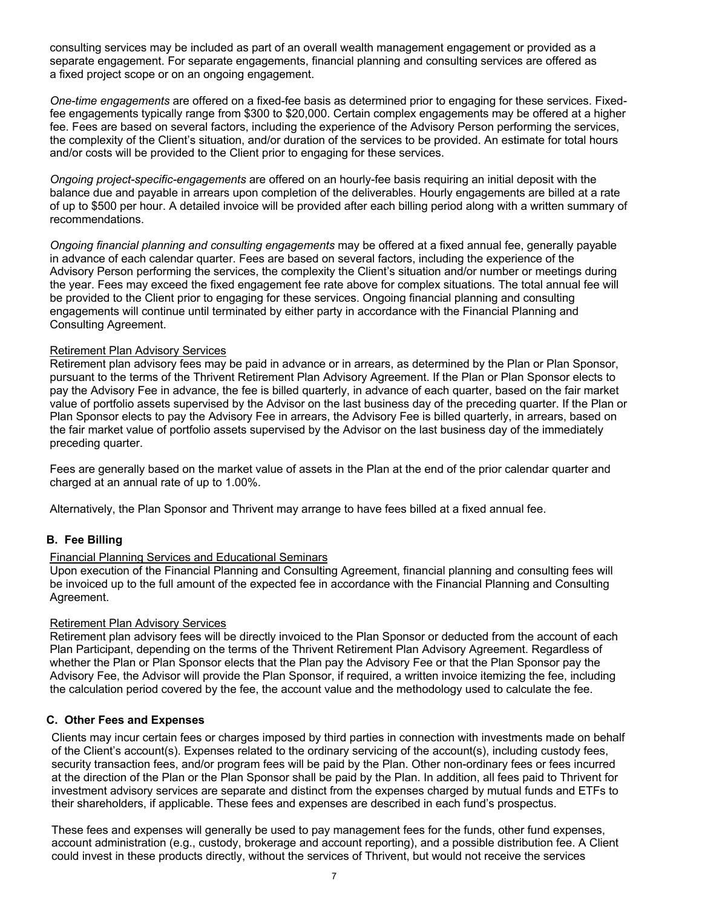consulting services may be included as part of an overall wealth management engagement or provided as a separate engagement. For separate engagements, financial planning and consulting services are offered as a fixed project scope or on an ongoing engagement.

*One-time engagements* are offered on a fixed-fee basis as determined prior to engaging for these services. Fixed-fee engagements typically range from $300 to $20,000. Certain complex engagements may be offered at a higher fee. Fees are based on several factors, including the experience of the Advisory Person performing the services, the complexity of the Client's situation, and/or duration of the services to be provided. An estimate for total hours and/or costs will be provided to the Client prior to engaging for these services.

*Ongoing project-specific-engagements* are offered on an hourly-fee basis requiring an initial deposit with the balance due and payable in arrears upon completion of the deliverables. Hourly engagements are billed at a rate of up to $500 per hour. A detailed invoice will be provided after each billing period along with a written summary of recommendations.

*Ongoing financial planning and consulting engagements* may be offered at a fixed annual fee, generally payable in advance of each calendar quarter. Fees are based on several factors, including the experience of the Advisory Person performing the services, the complexity the Client's situation and/or number or meetings during the year. Fees may exceed the fixed engagement fee rate above for complex situations. The total annual fee will be provided to the Client prior to engaging for these services. Ongoing financial planning and consulting engagements will continue until terminated by either party in accordance with the Financial Planning and Consulting Agreement.

Retirement Plan Advisory Services

Retirement plan advisory fees may be paid in advance or in arrears, as determined by the Plan or Plan Sponsor, pursuant to the terms of the Thrivent Retirement Plan Advisory Agreement. If the Plan or Plan Sponsor elects to pay the Advisory Fee in advance, the fee is billed quarterly, in advance of each quarter, based on the fair market value of portfolio assets supervised by the Advisor on the last business day of the preceding quarter. If the Plan or Plan Sponsor elects to pay the Advisory Fee in arrears, the Advisory Fee is billed quarterly, in arrears, based on the fair market value of portfolio assets supervised by the Advisor on the last business day of the immediately preceding quarter.

Fees are generally based on the market value of assets in the Plan at the end of the prior calendar quarter and charged at an annual rate of up to 1.00%.

Alternatively, the Plan Sponsor and Thrivent may arrange to have fees billed at a fixed annual fee.

### B. Fee Billing

Financial Planning Services and Educational Seminars

Upon execution of the Financial Planning and Consulting Agreement, financial planning and consulting fees will be invoiced up to the full amount of the expected fee in accordance with the Financial Planning and Consulting Agreement.

Retirement Plan Advisory Services

Retirement plan advisory fees will be directly invoiced to the Plan Sponsor or deducted from the account of each Plan Participant, depending on the terms of the Thrivent Retirement Plan Advisory Agreement. Regardless of whether the Plan or Plan Sponsor elects that the Plan pay the Advisory Fee or that the Plan Sponsor pay the Advisory Fee, the Advisor will provide the Plan Sponsor, if required, a written invoice itemizing the fee, including the calculation period covered by the fee, the account value and the methodology used to calculate the fee.

### C. Other Fees and Expenses

Clients may incur certain fees or charges imposed by third parties in connection with investments made on behalf of the Client's account(s). Expenses related to the ordinary servicing of the account(s), including custody fees, security transaction fees, and/or program fees will be paid by the Plan. Other non-ordinary fees or fees incurred at the direction of the Plan or the Plan Sponsor shall be paid by the Plan. In addition, all fees paid to Thrivent for investment advisory services are separate and distinct from the expenses charged by mutual funds and ETFs to their shareholders, if applicable. These fees and expenses are described in each fund's prospectus.

These fees and expenses will generally be used to pay management fees for the funds, other fund expenses, account administration (e.g., custody, brokerage and account reporting), and a possible distribution fee. A Client could invest in these products directly, without the services of Thrivent, but would not receive the services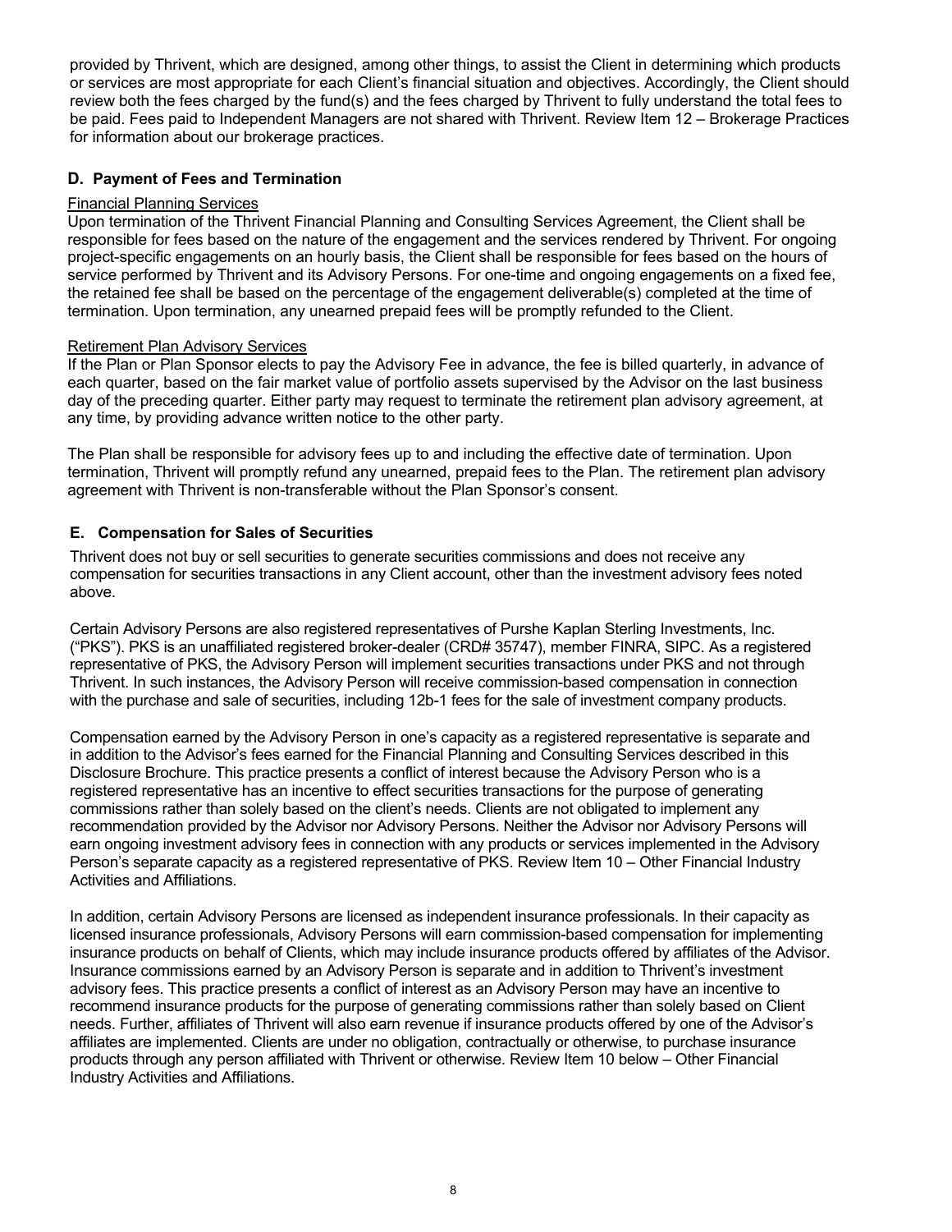provided by Thrivent, which are designed, among other things, to assist the Client in determining which products or services are most appropriate for each Client's financial situation and objectives. Accordingly, the Client should review both the fees charged by the fund(s) and the fees charged by Thrivent to fully understand the total fees to be paid. Fees paid to Independent Managers are not shared with Thrivent. Review Item 12 – Brokerage Practices for information about our brokerage practices.

### D. Payment of Fees and Termination

<u>Financial Planning Services</u>

Upon termination of the Thrivent Financial Planning and Consulting Services Agreement, the Client shall be responsible for fees based on the nature of the engagement and the services rendered by Thrivent. For ongoing project-specific engagements on an hourly basis, the Client shall be responsible for fees based on the hours of service performed by Thrivent and its Advisory Persons. For one-time and ongoing engagements on a fixed fee, the retained fee shall be based on the percentage of the engagement deliverable(s) completed at the time of termination. Upon termination, any unearned prepaid fees will be promptly refunded to the Client.

<u>Retirement Plan Advisory Services</u>

If the Plan or Plan Sponsor elects to pay the Advisory Fee in advance, the fee is billed quarterly, in advance of each quarter, based on the fair market value of portfolio assets supervised by the Advisor on the last business day of the preceding quarter. Either party may request to terminate the retirement plan advisory agreement, at any time, by providing advance written notice to the other party.

The Plan shall be responsible for advisory fees up to and including the effective date of termination. Upon termination, Thrivent will promptly refund any unearned, prepaid fees to the Plan. The retirement plan advisory agreement with Thrivent is non-transferable without the Plan Sponsor's consent.

### E. Compensation for Sales of Securities

Thrivent does not buy or sell securities to generate securities commissions and does not receive any compensation for securities transactions in any Client account, other than the investment advisory fees noted above.

Certain Advisory Persons are also registered representatives of Purshe Kaplan Sterling Investments, Inc. ("PKS"). PKS is an unaffiliated registered broker-dealer (CRD# 35747), member FINRA, SIPC. As a registered representative of PKS, the Advisory Person will implement securities transactions under PKS and not through Thrivent. In such instances, the Advisory Person will receive commission-based compensation in connection with the purchase and sale of securities, including 12b-1 fees for the sale of investment company products.

Compensation earned by the Advisory Person in one's capacity as a registered representative is separate and in addition to the Advisor's fees earned for the Financial Planning and Consulting Services described in this Disclosure Brochure. This practice presents a conflict of interest because the Advisory Person who is a registered representative has an incentive to effect securities transactions for the purpose of generating commissions rather than solely based on the client's needs. Clients are not obligated to implement any recommendation provided by the Advisor nor Advisory Persons. Neither the Advisor nor Advisory Persons will earn ongoing investment advisory fees in connection with any products or services implemented in the Advisory Person's separate capacity as a registered representative of PKS. Review Item 10 – Other Financial Industry Activities and Affiliations.

In addition, certain Advisory Persons are licensed as independent insurance professionals. In their capacity as licensed insurance professionals, Advisory Persons will earn commission-based compensation for implementing insurance products on behalf of Clients, which may include insurance products offered by affiliates of the Advisor. Insurance commissions earned by an Advisory Person is separate and in addition to Thrivent's investment advisory fees. This practice presents a conflict of interest as an Advisory Person may have an incentive to recommend insurance products for the purpose of generating commissions rather than solely based on Client needs. Further, affiliates of Thrivent will also earn revenue if insurance products offered by one of the Advisor's affiliates are implemented. Clients are under no obligation, contractually or otherwise, to purchase insurance products through any person affiliated with Thrivent or otherwise. Review Item 10 below – Other Financial Industry Activities and Affiliations.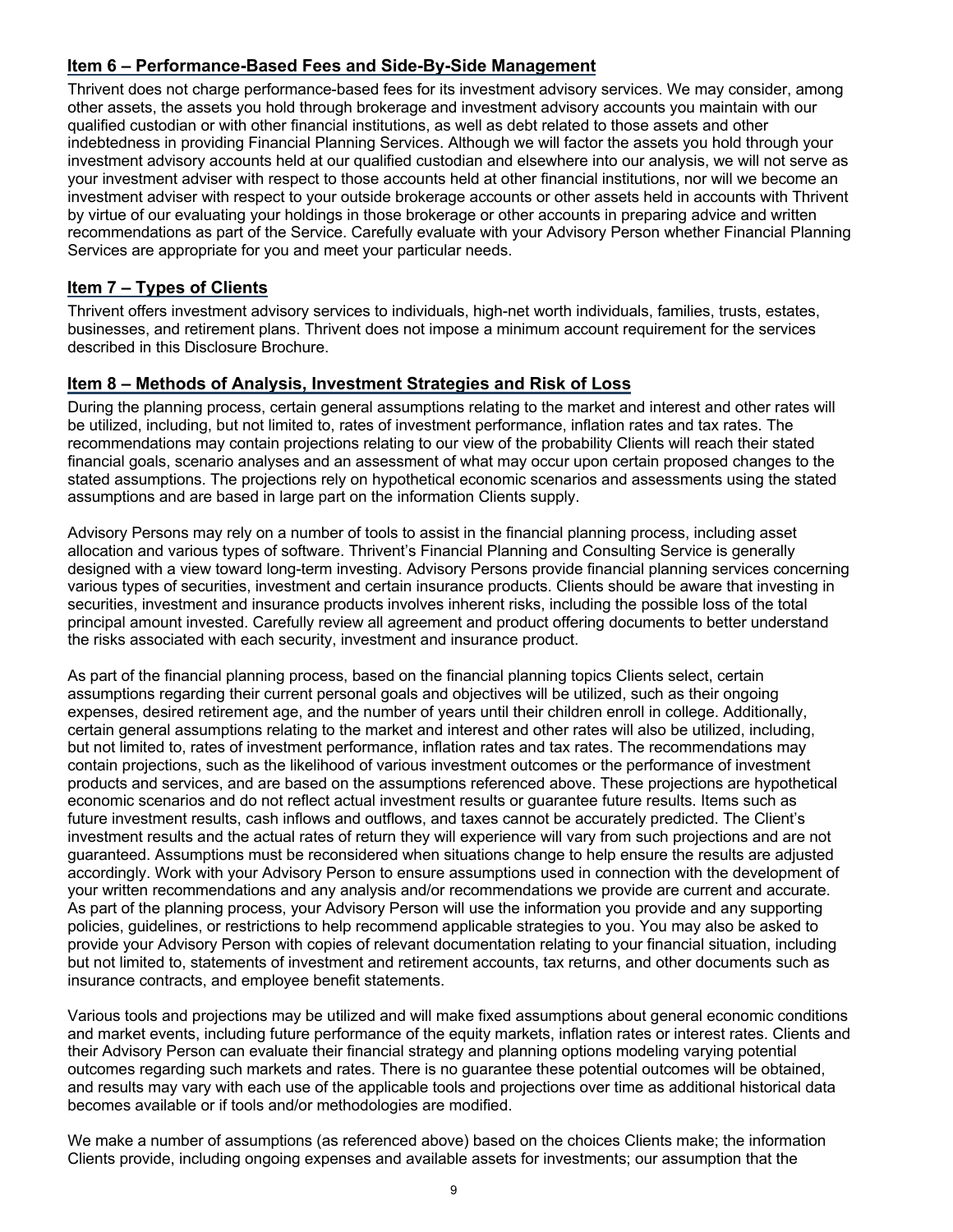## Item 6 – Performance-Based Fees and Side-By-Side Management

Thrivent does not charge performance-based fees for its investment advisory services. We may consider, among other assets, the assets you hold through brokerage and investment advisory accounts you maintain with our qualified custodian or with other financial institutions, as well as debt related to those assets and other indebtedness in providing Financial Planning Services. Although we will factor the assets you hold through your investment advisory accounts held at our qualified custodian and elsewhere into our analysis, we will not serve as your investment adviser with respect to those accounts held at other financial institutions, nor will we become an investment adviser with respect to your outside brokerage accounts or other assets held in accounts with Thrivent by virtue of our evaluating your holdings in those brokerage or other accounts in preparing advice and written recommendations as part of the Service. Carefully evaluate with your Advisory Person whether Financial Planning Services are appropriate for you and meet your particular needs.

## Item 7 – Types of Clients

Thrivent offers investment advisory services to individuals, high-net worth individuals, families, trusts, estates, businesses, and retirement plans. Thrivent does not impose a minimum account requirement for the services described in this Disclosure Brochure.

## Item 8 – Methods of Analysis, Investment Strategies and Risk of Loss

During the planning process, certain general assumptions relating to the market and interest and other rates will be utilized, including, but not limited to, rates of investment performance, inflation rates and tax rates. The recommendations may contain projections relating to our view of the probability Clients will reach their stated financial goals, scenario analyses and an assessment of what may occur upon certain proposed changes to the stated assumptions. The projections rely on hypothetical economic scenarios and assessments using the stated assumptions and are based in large part on the information Clients supply.

Advisory Persons may rely on a number of tools to assist in the financial planning process, including asset allocation and various types of software. Thrivent's Financial Planning and Consulting Service is generally designed with a view toward long-term investing. Advisory Persons provide financial planning services concerning various types of securities, investment and certain insurance products. Clients should be aware that investing in securities, investment and insurance products involves inherent risks, including the possible loss of the total principal amount invested. Carefully review all agreement and product offering documents to better understand the risks associated with each security, investment and insurance product.

As part of the financial planning process, based on the financial planning topics Clients select, certain assumptions regarding their current personal goals and objectives will be utilized, such as their ongoing expenses, desired retirement age, and the number of years until their children enroll in college. Additionally, certain general assumptions relating to the market and interest and other rates will also be utilized, including, but not limited to, rates of investment performance, inflation rates and tax rates. The recommendations may contain projections, such as the likelihood of various investment outcomes or the performance of investment products and services, and are based on the assumptions referenced above. These projections are hypothetical economic scenarios and do not reflect actual investment results or guarantee future results. Items such as future investment results, cash inflows and outflows, and taxes cannot be accurately predicted. The Client's investment results and the actual rates of return they will experience will vary from such projections and are not guaranteed. Assumptions must be reconsidered when situations change to help ensure the results are adjusted accordingly. Work with your Advisory Person to ensure assumptions used in connection with the development of your written recommendations and any analysis and/or recommendations we provide are current and accurate. As part of the planning process, your Advisory Person will use the information you provide and any supporting policies, guidelines, or restrictions to help recommend applicable strategies to you. You may also be asked to provide your Advisory Person with copies of relevant documentation relating to your financial situation, including but not limited to, statements of investment and retirement accounts, tax returns, and other documents such as insurance contracts, and employee benefit statements.

Various tools and projections may be utilized and will make fixed assumptions about general economic conditions and market events, including future performance of the equity markets, inflation rates or interest rates. Clients and their Advisory Person can evaluate their financial strategy and planning options modeling varying potential outcomes regarding such markets and rates. There is no guarantee these potential outcomes will be obtained, and results may vary with each use of the applicable tools and projections over time as additional historical data becomes available or if tools and/or methodologies are modified.

We make a number of assumptions (as referenced above) based on the choices Clients make; the information Clients provide, including ongoing expenses and available assets for investments; our assumption that the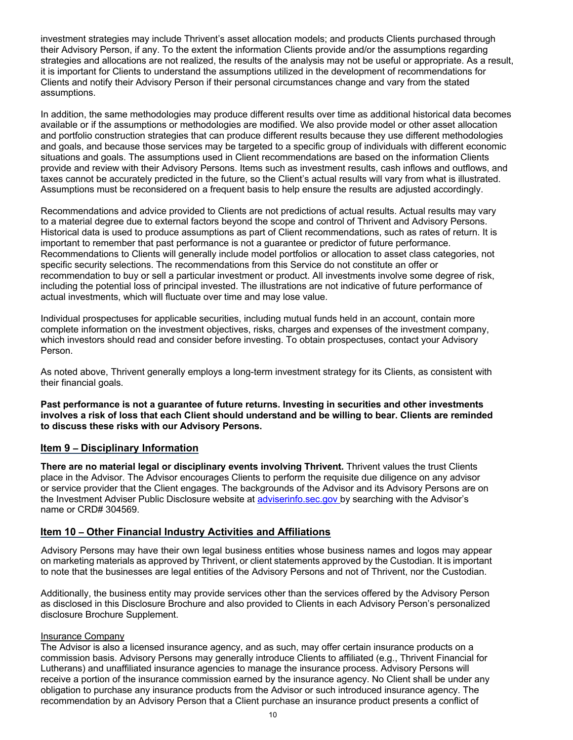investment strategies may include Thrivent's asset allocation models; and products Clients purchased through their Advisory Person, if any. To the extent the information Clients provide and/or the assumptions regarding strategies and allocations are not realized, the results of the analysis may not be useful or appropriate. As a result, it is important for Clients to understand the assumptions utilized in the development of recommendations for Clients and notify their Advisory Person if their personal circumstances change and vary from the stated assumptions.

In addition, the same methodologies may produce different results over time as additional historical data becomes available or if the assumptions or methodologies are modified. We also provide model or other asset allocation and portfolio construction strategies that can produce different results because they use different methodologies and goals, and because those services may be targeted to a specific group of individuals with different economic situations and goals. The assumptions used in Client recommendations are based on the information Clients provide and review with their Advisory Persons. Items such as investment results, cash inflows and outflows, and taxes cannot be accurately predicted in the future, so the Client's actual results will vary from what is illustrated. Assumptions must be reconsidered on a frequent basis to help ensure the results are adjusted accordingly.

Recommendations and advice provided to Clients are not predictions of actual results. Actual results may vary to a material degree due to external factors beyond the scope and control of Thrivent and Advisory Persons. Historical data is used to produce assumptions as part of Client recommendations, such as rates of return. It is important to remember that past performance is not a guarantee or predictor of future performance. Recommendations to Clients will generally include model portfolios or allocation to asset class categories, not specific security selections. The recommendations from this Service do not constitute an offer or recommendation to buy or sell a particular investment or product. All investments involve some degree of risk, including the potential loss of principal invested. The illustrations are not indicative of future performance of actual investments, which will fluctuate over time and may lose value.

Individual prospectuses for applicable securities, including mutual funds held in an account, contain more complete information on the investment objectives, risks, charges and expenses of the investment company, which investors should read and consider before investing. To obtain prospectuses, contact your Advisory Person.

As noted above, Thrivent generally employs a long-term investment strategy for its Clients, as consistent with their financial goals.

**Past performance is not a guarantee of future returns. Investing in securities and other investments involves a risk of loss that each Client should understand and be willing to bear. Clients are reminded to discuss these risks with our Advisory Persons.**

## Item 9 – Disciplinary Information

**There are no material legal or disciplinary events involving Thrivent.** Thrivent values the trust Clients place in the Advisor. The Advisor encourages Clients to perform the requisite due diligence on any advisor or service provider that the Client engages. The backgrounds of the Advisor and its Advisory Persons are on the Investment Adviser Public Disclosure website at adviserinfo.sec.gov by searching with the Advisor's name or CRD# 304569.

## Item 10 – Other Financial Industry Activities and Affiliations

Advisory Persons may have their own legal business entities whose business names and logos may appear on marketing materials as approved by Thrivent, or client statements approved by the Custodian. It is important to note that the businesses are legal entities of the Advisory Persons and not of Thrivent, nor the Custodian.

Additionally, the business entity may provide services other than the services offered by the Advisory Person as disclosed in this Disclosure Brochure and also provided to Clients in each Advisory Person's personalized disclosure Brochure Supplement.

Insurance Company

The Advisor is also a licensed insurance agency, and as such, may offer certain insurance products on a commission basis. Advisory Persons may generally introduce Clients to affiliated (e.g., Thrivent Financial for Lutherans) and unaffiliated insurance agencies to manage the insurance process. Advisory Persons will receive a portion of the insurance commission earned by the insurance agency. No Client shall be under any obligation to purchase any insurance products from the Advisor or such introduced insurance agency. The recommendation by an Advisory Person that a Client purchase an insurance product presents a conflict of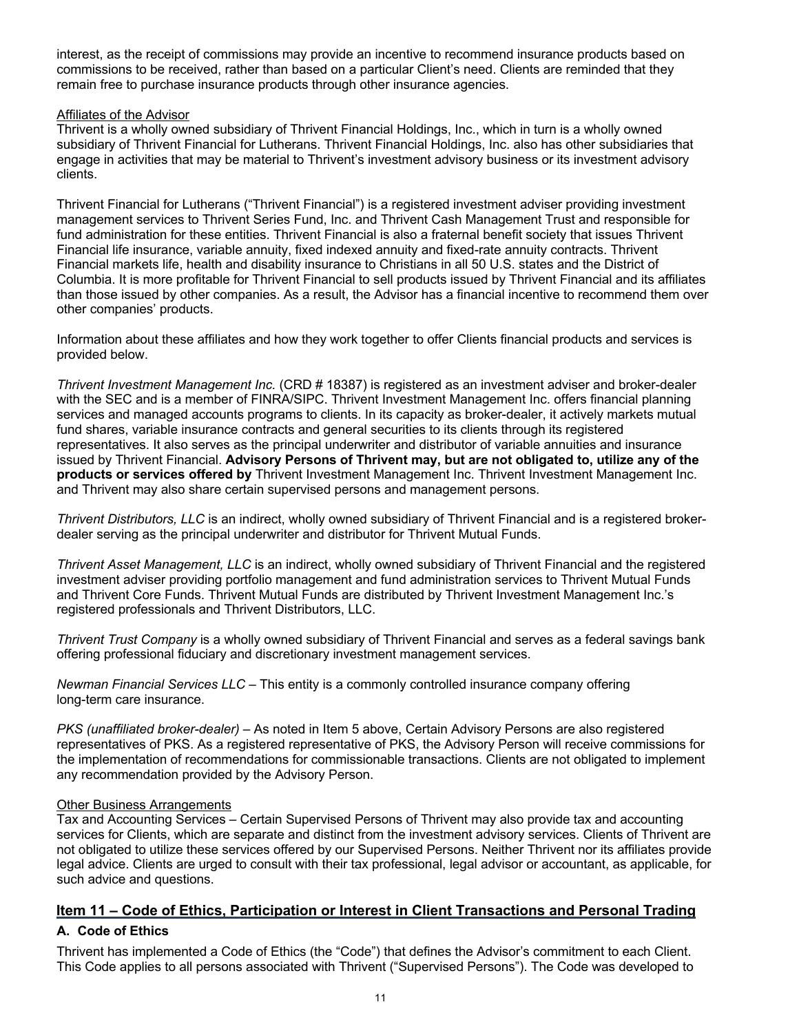interest, as the receipt of commissions may provide an incentive to recommend insurance products based on commissions to be received, rather than based on a particular Client's need. Clients are reminded that they remain free to purchase insurance products through other insurance agencies.

Affiliates of the Advisor

Thrivent is a wholly owned subsidiary of Thrivent Financial Holdings, Inc., which in turn is a wholly owned subsidiary of Thrivent Financial for Lutherans. Thrivent Financial Holdings, Inc. also has other subsidiaries that engage in activities that may be material to Thrivent's investment advisory business or its investment advisory clients.

Thrivent Financial for Lutherans ("Thrivent Financial") is a registered investment adviser providing investment management services to Thrivent Series Fund, Inc. and Thrivent Cash Management Trust and responsible for fund administration for these entities. Thrivent Financial is also a fraternal benefit society that issues Thrivent Financial life insurance, variable annuity, fixed indexed annuity and fixed-rate annuity contracts. Thrivent Financial markets life, health and disability insurance to Christians in all 50 U.S. states and the District of Columbia. It is more profitable for Thrivent Financial to sell products issued by Thrivent Financial and its affiliates than those issued by other companies. As a result, the Advisor has a financial incentive to recommend them over other companies' products.

Information about these affiliates and how they work together to offer Clients financial products and services is provided below.

*Thrivent Investment Management Inc.* (CRD # 18387) is registered as an investment adviser and broker-dealer with the SEC and is a member of FINRA/SIPC. Thrivent Investment Management Inc. offers financial planning services and managed accounts programs to clients. In its capacity as broker-dealer, it actively markets mutual fund shares, variable insurance contracts and general securities to its clients through its registered representatives. It also serves as the principal underwriter and distributor of variable annuities and insurance issued by Thrivent Financial. **Advisory Persons of Thrivent may, but are not obligated to, utilize any of the products or services offered by** Thrivent Investment Management Inc. Thrivent Investment Management Inc. and Thrivent may also share certain supervised persons and management persons.

*Thrivent Distributors, LLC* is an indirect, wholly owned subsidiary of Thrivent Financial and is a registered broker-dealer serving as the principal underwriter and distributor for Thrivent Mutual Funds.

*Thrivent Asset Management, LLC* is an indirect, wholly owned subsidiary of Thrivent Financial and the registered investment adviser providing portfolio management and fund administration services to Thrivent Mutual Funds and Thrivent Core Funds. Thrivent Mutual Funds are distributed by Thrivent Investment Management Inc.'s registered professionals and Thrivent Distributors, LLC.

*Thrivent Trust Company* is a wholly owned subsidiary of Thrivent Financial and serves as a federal savings bank offering professional fiduciary and discretionary investment management services.

*Newman Financial Services LLC* – This entity is a commonly controlled insurance company offering long-term care insurance.

*PKS (unaffiliated broker-dealer)* – As noted in Item 5 above, Certain Advisory Persons are also registered representatives of PKS. As a registered representative of PKS, the Advisory Person will receive commissions for the implementation of recommendations for commissionable transactions. Clients are not obligated to implement any recommendation provided by the Advisory Person.

Other Business Arrangements

Tax and Accounting Services – Certain Supervised Persons of Thrivent may also provide tax and accounting services for Clients, which are separate and distinct from the investment advisory services. Clients of Thrivent are not obligated to utilize these services offered by our Supervised Persons. Neither Thrivent nor its affiliates provide legal advice. Clients are urged to consult with their tax professional, legal advisor or accountant, as applicable, for such advice and questions.

## Item 11 – Code of Ethics, Participation or Interest in Client Transactions and Personal Trading

### A. Code of Ethics

Thrivent has implemented a Code of Ethics (the "Code") that defines the Advisor's commitment to each Client. This Code applies to all persons associated with Thrivent ("Supervised Persons"). The Code was developed to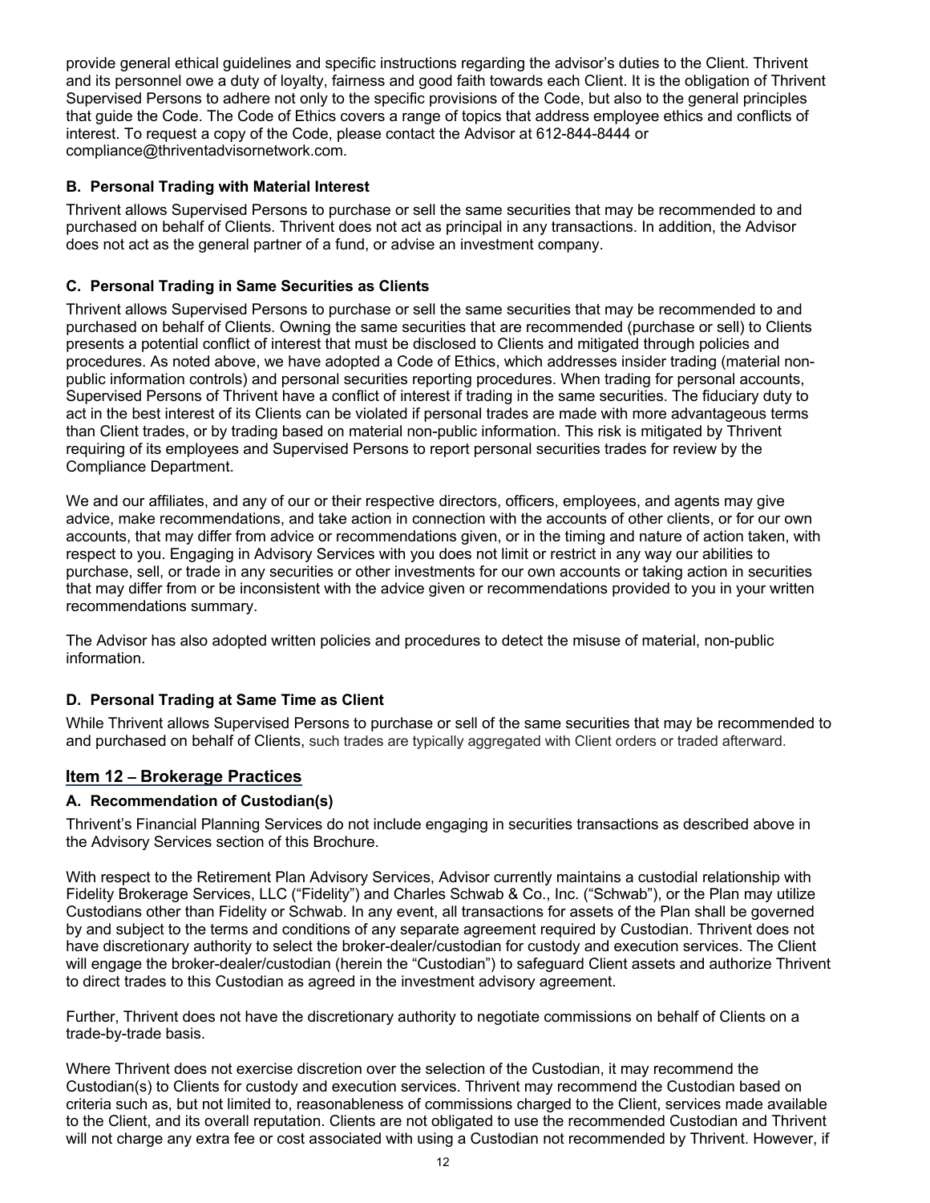provide general ethical guidelines and specific instructions regarding the advisor's duties to the Client. Thrivent and its personnel owe a duty of loyalty, fairness and good faith towards each Client. It is the obligation of Thrivent Supervised Persons to adhere not only to the specific provisions of the Code, but also to the general principles that guide the Code. The Code of Ethics covers a range of topics that address employee ethics and conflicts of interest. To request a copy of the Code, please contact the Advisor at 612-844-8444 or compliance@thriventadvisornetwork.com.

### B. Personal Trading with Material Interest

Thrivent allows Supervised Persons to purchase or sell the same securities that may be recommended to and purchased on behalf of Clients. Thrivent does not act as principal in any transactions. In addition, the Advisor does not act as the general partner of a fund, or advise an investment company.

### C. Personal Trading in Same Securities as Clients

Thrivent allows Supervised Persons to purchase or sell the same securities that may be recommended to and purchased on behalf of Clients. Owning the same securities that are recommended (purchase or sell) to Clients presents a potential conflict of interest that must be disclosed to Clients and mitigated through policies and procedures. As noted above, we have adopted a Code of Ethics, which addresses insider trading (material non-public information controls) and personal securities reporting procedures. When trading for personal accounts, Supervised Persons of Thrivent have a conflict of interest if trading in the same securities. The fiduciary duty to act in the best interest of its Clients can be violated if personal trades are made with more advantageous terms than Client trades, or by trading based on material non-public information. This risk is mitigated by Thrivent requiring of its employees and Supervised Persons to report personal securities trades for review by the Compliance Department.

We and our affiliates, and any of our or their respective directors, officers, employees, and agents may give advice, make recommendations, and take action in connection with the accounts of other clients, or for our own accounts, that may differ from advice or recommendations given, or in the timing and nature of action taken, with respect to you. Engaging in Advisory Services with you does not limit or restrict in any way our abilities to purchase, sell, or trade in any securities or other investments for our own accounts or taking action in securities that may differ from or be inconsistent with the advice given or recommendations provided to you in your written recommendations summary.

The Advisor has also adopted written policies and procedures to detect the misuse of material, non-public information.

### D. Personal Trading at Same Time as Client

While Thrivent allows Supervised Persons to purchase or sell of the same securities that may be recommended to and purchased on behalf of Clients, such trades are typically aggregated with Client orders or traded afterward.

## Item 12 – Brokerage Practices

### A. Recommendation of Custodian(s)

Thrivent's Financial Planning Services do not include engaging in securities transactions as described above in the Advisory Services section of this Brochure.

With respect to the Retirement Plan Advisory Services, Advisor currently maintains a custodial relationship with Fidelity Brokerage Services, LLC ("Fidelity") and Charles Schwab & Co., Inc. ("Schwab"), or the Plan may utilize Custodians other than Fidelity or Schwab. In any event, all transactions for assets of the Plan shall be governed by and subject to the terms and conditions of any separate agreement required by Custodian. Thrivent does not have discretionary authority to select the broker-dealer/custodian for custody and execution services. The Client will engage the broker-dealer/custodian (herein the "Custodian") to safeguard Client assets and authorize Thrivent to direct trades to this Custodian as agreed in the investment advisory agreement.

Further, Thrivent does not have the discretionary authority to negotiate commissions on behalf of Clients on a trade-by-trade basis.

Where Thrivent does not exercise discretion over the selection of the Custodian, it may recommend the Custodian(s) to Clients for custody and execution services. Thrivent may recommend the Custodian based on criteria such as, but not limited to, reasonableness of commissions charged to the Client, services made available to the Client, and its overall reputation. Clients are not obligated to use the recommended Custodian and Thrivent will not charge any extra fee or cost associated with using a Custodian not recommended by Thrivent. However, if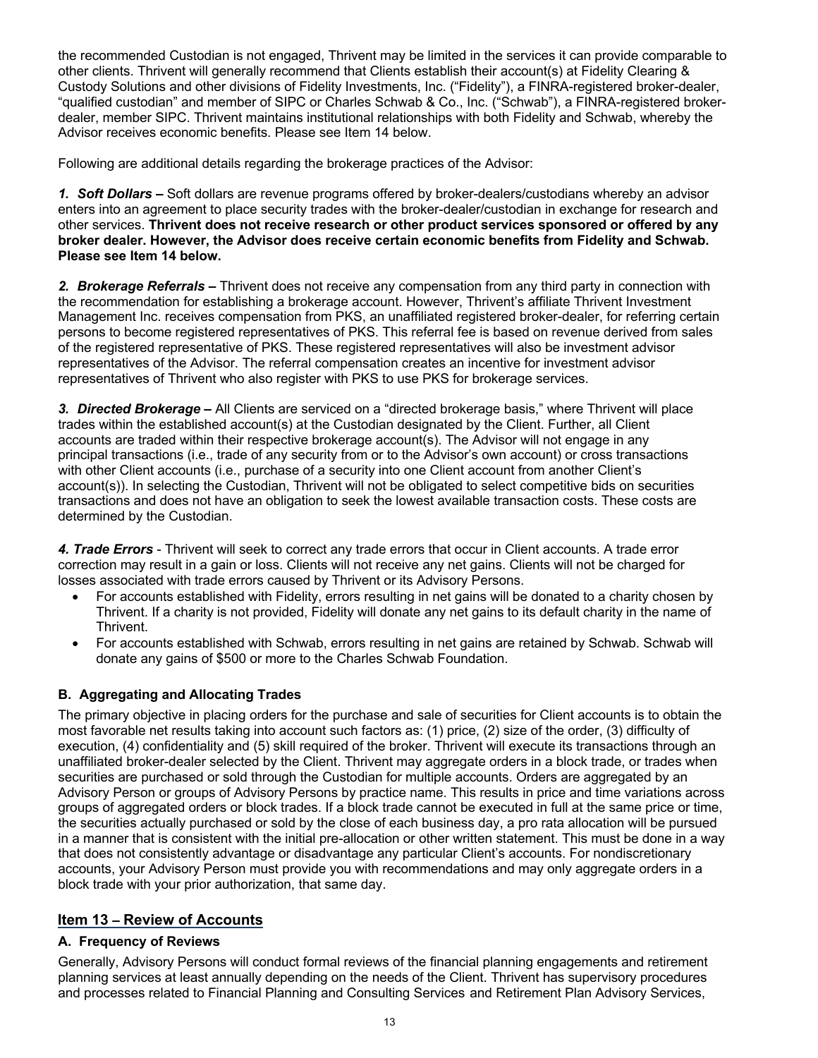the recommended Custodian is not engaged, Thrivent may be limited in the services it can provide comparable to other clients. Thrivent will generally recommend that Clients establish their account(s) at Fidelity Clearing & Custody Solutions and other divisions of Fidelity Investments, Inc. ("Fidelity"), a FINRA-registered broker-dealer, "qualified custodian" and member of SIPC or Charles Schwab & Co., Inc. ("Schwab"), a FINRA-registered broker-dealer, member SIPC. Thrivent maintains institutional relationships with both Fidelity and Schwab, whereby the Advisor receives economic benefits. Please see Item 14 below.

Following are additional details regarding the brokerage practices of the Advisor:

***1. Soft Dollars –*** Soft dollars are revenue programs offered by broker-dealers/custodians whereby an advisor enters into an agreement to place security trades with the broker-dealer/custodian in exchange for research and other services. **Thrivent does not receive research or other product services sponsored or offered by any broker dealer. However, the Advisor does receive certain economic benefits from Fidelity and Schwab. Please see Item 14 below.**

***2. Brokerage Referrals –*** Thrivent does not receive any compensation from any third party in connection with the recommendation for establishing a brokerage account. However, Thrivent's affiliate Thrivent Investment Management Inc. receives compensation from PKS, an unaffiliated registered broker-dealer, for referring certain persons to become registered representatives of PKS. This referral fee is based on revenue derived from sales of the registered representative of PKS. These registered representatives will also be investment advisor representatives of the Advisor. The referral compensation creates an incentive for investment advisor representatives of Thrivent who also register with PKS to use PKS for brokerage services.

***3. Directed Brokerage –*** All Clients are serviced on a "directed brokerage basis," where Thrivent will place trades within the established account(s) at the Custodian designated by the Client. Further, all Client accounts are traded within their respective brokerage account(s). The Advisor will not engage in any principal transactions (i.e., trade of any security from or to the Advisor's own account) or cross transactions with other Client accounts (i.e., purchase of a security into one Client account from another Client's account(s)). In selecting the Custodian, Thrivent will not be obligated to select competitive bids on securities transactions and does not have an obligation to seek the lowest available transaction costs. These costs are determined by the Custodian.

***4. Trade Errors*** - Thrivent will seek to correct any trade errors that occur in Client accounts. A trade error correction may result in a gain or loss. Clients will not receive any net gains. Clients will not be charged for losses associated with trade errors caused by Thrivent or its Advisory Persons.

- For accounts established with Fidelity, errors resulting in net gains will be donated to a charity chosen by Thrivent. If a charity is not provided, Fidelity will donate any net gains to its default charity in the name of Thrivent.
- For accounts established with Schwab, errors resulting in net gains are retained by Schwab. Schwab will donate any gains of $500 or more to the Charles Schwab Foundation.

### B. Aggregating and Allocating Trades

The primary objective in placing orders for the purchase and sale of securities for Client accounts is to obtain the most favorable net results taking into account such factors as: (1) price, (2) size of the order, (3) difficulty of execution, (4) confidentiality and (5) skill required of the broker. Thrivent will execute its transactions through an unaffiliated broker-dealer selected by the Client. Thrivent may aggregate orders in a block trade, or trades when securities are purchased or sold through the Custodian for multiple accounts. Orders are aggregated by an Advisory Person or groups of Advisory Persons by practice name. This results in price and time variations across groups of aggregated orders or block trades. If a block trade cannot be executed in full at the same price or time, the securities actually purchased or sold by the close of each business day, a pro rata allocation will be pursued in a manner that is consistent with the initial pre-allocation or other written statement. This must be done in a way that does not consistently advantage or disadvantage any particular Client's accounts. For nondiscretionary accounts, your Advisory Person must provide you with recommendations and may only aggregate orders in a block trade with your prior authorization, that same day.

## Item 13 – Review of Accounts

### A. Frequency of Reviews

Generally, Advisory Persons will conduct formal reviews of the financial planning engagements and retirement planning services at least annually depending on the needs of the Client. Thrivent has supervisory procedures and processes related to Financial Planning and Consulting Services and Retirement Plan Advisory Services,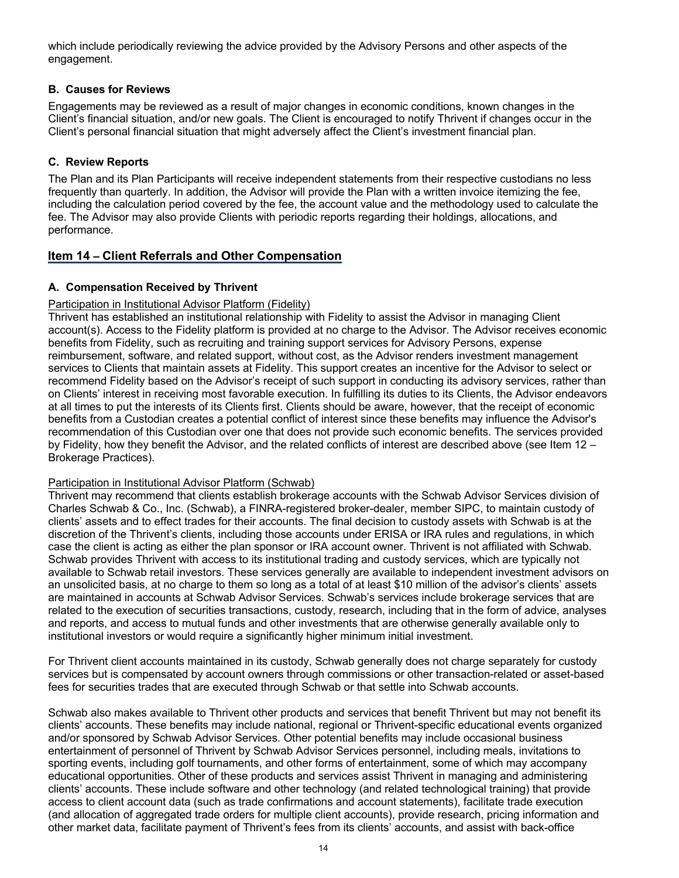which include periodically reviewing the advice provided by the Advisory Persons and other aspects of the engagement.

### B. Causes for Reviews

Engagements may be reviewed as a result of major changes in economic conditions, known changes in the Client's financial situation, and/or new goals. The Client is encouraged to notify Thrivent if changes occur in the Client's personal financial situation that might adversely affect the Client's investment financial plan.

### C. Review Reports

The Plan and its Plan Participants will receive independent statements from their respective custodians no less frequently than quarterly. In addition, the Advisor will provide the Plan with a written invoice itemizing the fee, including the calculation period covered by the fee, the account value and the methodology used to calculate the fee. The Advisor may also provide Clients with periodic reports regarding their holdings, allocations, and performance.

## Item 14 – Client Referrals and Other Compensation

### A. Compensation Received by Thrivent

Participation in Institutional Advisor Platform (Fidelity)

Thrivent has established an institutional relationship with Fidelity to assist the Advisor in managing Client account(s). Access to the Fidelity platform is provided at no charge to the Advisor. The Advisor receives economic benefits from Fidelity, such as recruiting and training support services for Advisory Persons, expense reimbursement, software, and related support, without cost, as the Advisor renders investment management services to Clients that maintain assets at Fidelity. This support creates an incentive for the Advisor to select or recommend Fidelity based on the Advisor's receipt of such support in conducting its advisory services, rather than on Clients' interest in receiving most favorable execution. In fulfilling its duties to its Clients, the Advisor endeavors at all times to put the interests of its Clients first. Clients should be aware, however, that the receipt of economic benefits from a Custodian creates a potential conflict of interest since these benefits may influence the Advisor's recommendation of this Custodian over one that does not provide such economic benefits. The services provided by Fidelity, how they benefit the Advisor, and the related conflicts of interest are described above (see Item 12 – Brokerage Practices).

Participation in Institutional Advisor Platform (Schwab)

Thrivent may recommend that clients establish brokerage accounts with the Schwab Advisor Services division of Charles Schwab & Co., Inc. (Schwab), a FINRA-registered broker-dealer, member SIPC, to maintain custody of clients' assets and to effect trades for their accounts. The final decision to custody assets with Schwab is at the discretion of the Thrivent's clients, including those accounts under ERISA or IRA rules and regulations, in which case the client is acting as either the plan sponsor or IRA account owner. Thrivent is not affiliated with Schwab. Schwab provides Thrivent with access to its institutional trading and custody services, which are typically not available to Schwab retail investors. These services generally are available to independent investment advisors on an unsolicited basis, at no charge to them so long as a total of at least $10 million of the advisor's clients' assets are maintained in accounts at Schwab Advisor Services. Schwab's services include brokerage services that are related to the execution of securities transactions, custody, research, including that in the form of advice, analyses and reports, and access to mutual funds and other investments that are otherwise generally available only to institutional investors or would require a significantly higher minimum initial investment.

For Thrivent client accounts maintained in its custody, Schwab generally does not charge separately for custody services but is compensated by account owners through commissions or other transaction-related or asset-based fees for securities trades that are executed through Schwab or that settle into Schwab accounts.

Schwab also makes available to Thrivent other products and services that benefit Thrivent but may not benefit its clients' accounts. These benefits may include national, regional or Thrivent-specific educational events organized and/or sponsored by Schwab Advisor Services. Other potential benefits may include occasional business entertainment of personnel of Thrivent by Schwab Advisor Services personnel, including meals, invitations to sporting events, including golf tournaments, and other forms of entertainment, some of which may accompany educational opportunities. Other of these products and services assist Thrivent in managing and administering clients' accounts. These include software and other technology (and related technological training) that provide access to client account data (such as trade confirmations and account statements), facilitate trade execution (and allocation of aggregated trade orders for multiple client accounts), provide research, pricing information and other market data, facilitate payment of Thrivent's fees from its clients' accounts, and assist with back-office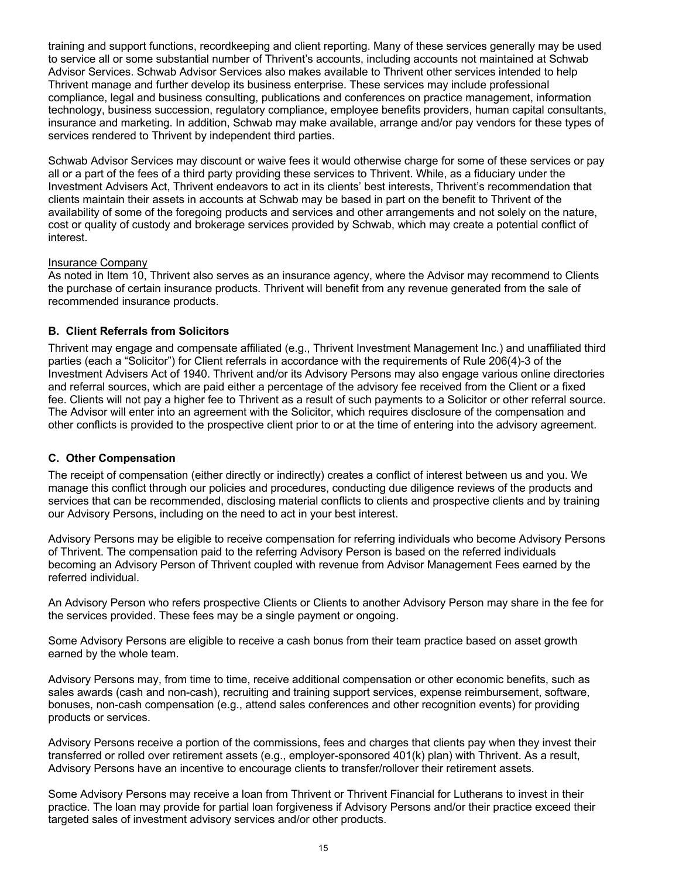training and support functions, recordkeeping and client reporting. Many of these services generally may be used to service all or some substantial number of Thrivent's accounts, including accounts not maintained at Schwab Advisor Services. Schwab Advisor Services also makes available to Thrivent other services intended to help Thrivent manage and further develop its business enterprise. These services may include professional compliance, legal and business consulting, publications and conferences on practice management, information technology, business succession, regulatory compliance, employee benefits providers, human capital consultants, insurance and marketing. In addition, Schwab may make available, arrange and/or pay vendors for these types of services rendered to Thrivent by independent third parties.

Schwab Advisor Services may discount or waive fees it would otherwise charge for some of these services or pay all or a part of the fees of a third party providing these services to Thrivent. While, as a fiduciary under the Investment Advisers Act, Thrivent endeavors to act in its clients' best interests, Thrivent's recommendation that clients maintain their assets in accounts at Schwab may be based in part on the benefit to Thrivent of the availability of some of the foregoing products and services and other arrangements and not solely on the nature, cost or quality of custody and brokerage services provided by Schwab, which may create a potential conflict of interest.

Insurance Company

As noted in Item 10, Thrivent also serves as an insurance agency, where the Advisor may recommend to Clients the purchase of certain insurance products. Thrivent will benefit from any revenue generated from the sale of recommended insurance products.

### B. Client Referrals from Solicitors

Thrivent may engage and compensate affiliated (e.g., Thrivent Investment Management Inc.) and unaffiliated third parties (each a "Solicitor") for Client referrals in accordance with the requirements of Rule 206(4)-3 of the Investment Advisers Act of 1940. Thrivent and/or its Advisory Persons may also engage various online directories and referral sources, which are paid either a percentage of the advisory fee received from the Client or a fixed fee. Clients will not pay a higher fee to Thrivent as a result of such payments to a Solicitor or other referral source. The Advisor will enter into an agreement with the Solicitor, which requires disclosure of the compensation and other conflicts is provided to the prospective client prior to or at the time of entering into the advisory agreement.

### C. Other Compensation

The receipt of compensation (either directly or indirectly) creates a conflict of interest between us and you. We manage this conflict through our policies and procedures, conducting due diligence reviews of the products and services that can be recommended, disclosing material conflicts to clients and prospective clients and by training our Advisory Persons, including on the need to act in your best interest.

Advisory Persons may be eligible to receive compensation for referring individuals who become Advisory Persons of Thrivent. The compensation paid to the referring Advisory Person is based on the referred individuals becoming an Advisory Person of Thrivent coupled with revenue from Advisor Management Fees earned by the referred individual.

An Advisory Person who refers prospective Clients or Clients to another Advisory Person may share in the fee for the services provided. These fees may be a single payment or ongoing.

Some Advisory Persons are eligible to receive a cash bonus from their team practice based on asset growth earned by the whole team.

Advisory Persons may, from time to time, receive additional compensation or other economic benefits, such as sales awards (cash and non-cash), recruiting and training support services, expense reimbursement, software, bonuses, non-cash compensation (e.g., attend sales conferences and other recognition events) for providing products or services.

Advisory Persons receive a portion of the commissions, fees and charges that clients pay when they invest their transferred or rolled over retirement assets (e.g., employer-sponsored 401(k) plan) with Thrivent. As a result, Advisory Persons have an incentive to encourage clients to transfer/rollover their retirement assets.

Some Advisory Persons may receive a loan from Thrivent or Thrivent Financial for Lutherans to invest in their practice. The loan may provide for partial loan forgiveness if Advisory Persons and/or their practice exceed their targeted sales of investment advisory services and/or other products.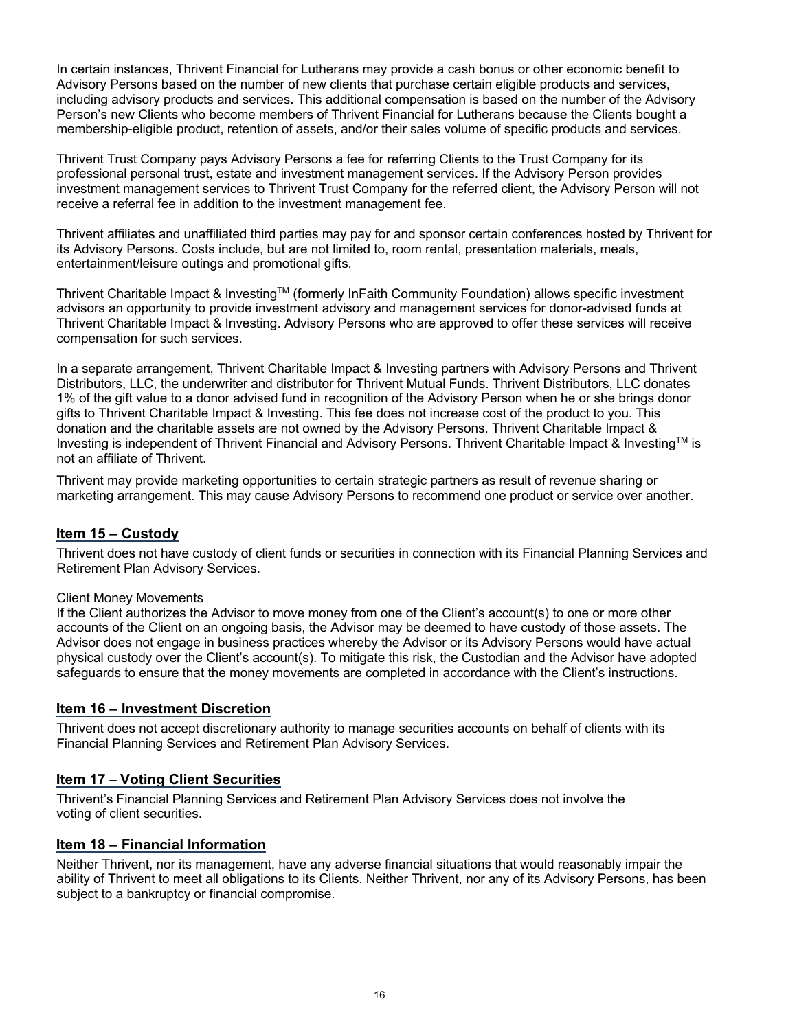In certain instances, Thrivent Financial for Lutherans may provide a cash bonus or other economic benefit to Advisory Persons based on the number of new clients that purchase certain eligible products and services, including advisory products and services. This additional compensation is based on the number of the Advisory Person's new Clients who become members of Thrivent Financial for Lutherans because the Clients bought a membership-eligible product, retention of assets, and/or their sales volume of specific products and services.

Thrivent Trust Company pays Advisory Persons a fee for referring Clients to the Trust Company for its professional personal trust, estate and investment management services. If the Advisory Person provides investment management services to Thrivent Trust Company for the referred client, the Advisory Person will not receive a referral fee in addition to the investment management fee.

Thrivent affiliates and unaffiliated third parties may pay for and sponsor certain conferences hosted by Thrivent for its Advisory Persons. Costs include, but are not limited to, room rental, presentation materials, meals, entertainment/leisure outings and promotional gifts.

Thrivent Charitable Impact & Investing™ (formerly InFaith Community Foundation) allows specific investment advisors an opportunity to provide investment advisory and management services for donor-advised funds at Thrivent Charitable Impact & Investing. Advisory Persons who are approved to offer these services will receive compensation for such services.

In a separate arrangement, Thrivent Charitable Impact & Investing partners with Advisory Persons and Thrivent Distributors, LLC, the underwriter and distributor for Thrivent Mutual Funds. Thrivent Distributors, LLC donates 1% of the gift value to a donor advised fund in recognition of the Advisory Person when he or she brings donor gifts to Thrivent Charitable Impact & Investing. This fee does not increase cost of the product to you. This donation and the charitable assets are not owned by the Advisory Persons. Thrivent Charitable Impact & Investing is independent of Thrivent Financial and Advisory Persons. Thrivent Charitable Impact & Investing™ is not an affiliate of Thrivent.

Thrivent may provide marketing opportunities to certain strategic partners as result of revenue sharing or marketing arrangement. This may cause Advisory Persons to recommend one product or service over another.

## Item 15 – Custody

Thrivent does not have custody of client funds or securities in connection with its Financial Planning Services and Retirement Plan Advisory Services.

Client Money Movements

If the Client authorizes the Advisor to move money from one of the Client's account(s) to one or more other accounts of the Client on an ongoing basis, the Advisor may be deemed to have custody of those assets. The Advisor does not engage in business practices whereby the Advisor or its Advisory Persons would have actual physical custody over the Client's account(s). To mitigate this risk, the Custodian and the Advisor have adopted safeguards to ensure that the money movements are completed in accordance with the Client's instructions.

## Item 16 – Investment Discretion

Thrivent does not accept discretionary authority to manage securities accounts on behalf of clients with its Financial Planning Services and Retirement Plan Advisory Services.

## Item 17 – Voting Client Securities

Thrivent's Financial Planning Services and Retirement Plan Advisory Services does not involve the voting of client securities.

## Item 18 – Financial Information

Neither Thrivent, nor its management, have any adverse financial situations that would reasonably impair the ability of Thrivent to meet all obligations to its Clients. Neither Thrivent, nor any of its Advisory Persons, has been subject to a bankruptcy or financial compromise.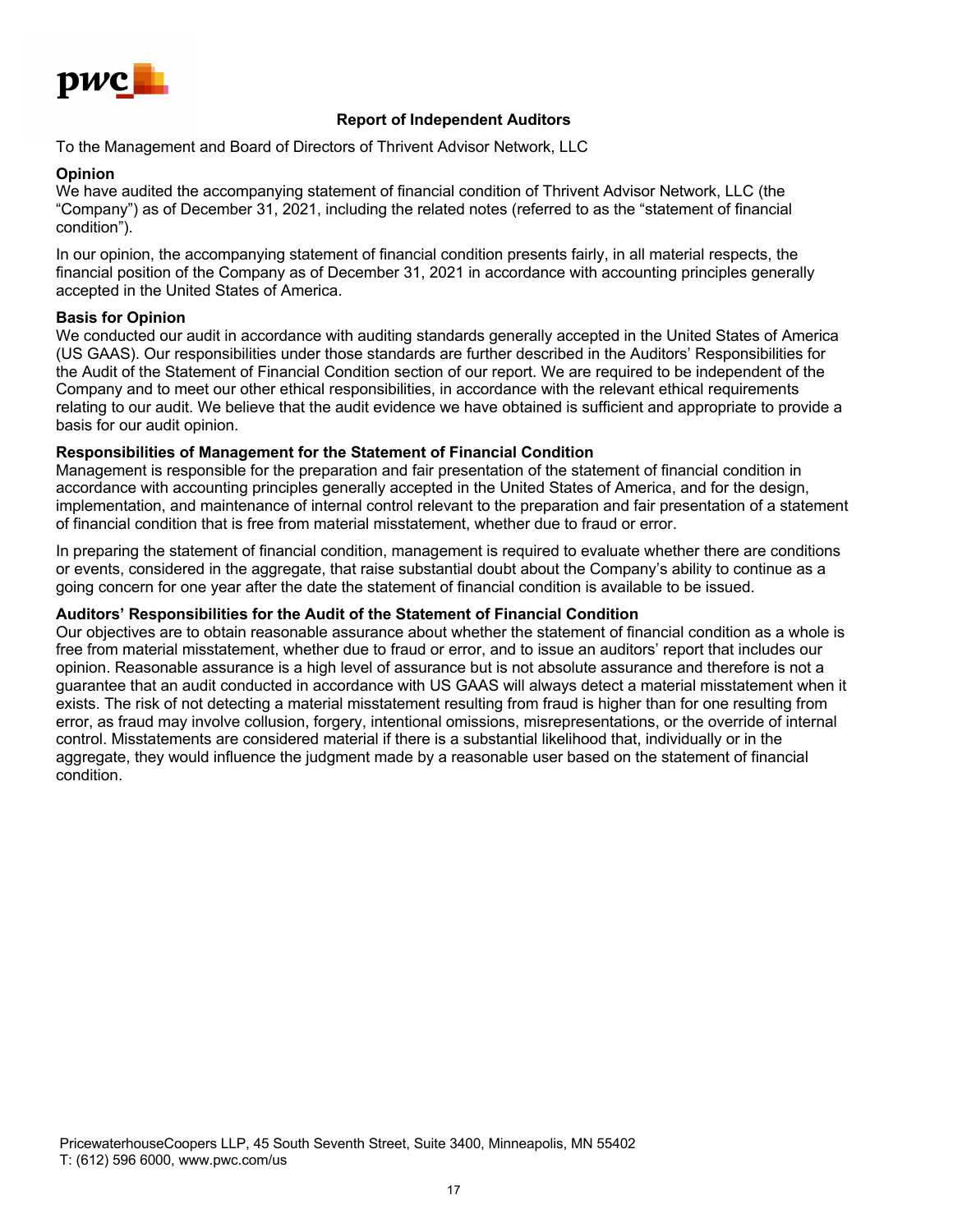## Report of Independent Auditors

To the Management and Board of Directors of Thrivent Advisor Network, LLC

### Opinion

We have audited the accompanying statement of financial condition of Thrivent Advisor Network, LLC (the "Company") as of December 31, 2021, including the related notes (referred to as the "statement of financial condition").

In our opinion, the accompanying statement of financial condition presents fairly, in all material respects, the financial position of the Company as of December 31, 2021 in accordance with accounting principles generally accepted in the United States of America.

### Basis for Opinion

We conducted our audit in accordance with auditing standards generally accepted in the United States of America (US GAAS). Our responsibilities under those standards are further described in the Auditors' Responsibilities for the Audit of the Statement of Financial Condition section of our report. We are required to be independent of the Company and to meet our other ethical responsibilities, in accordance with the relevant ethical requirements relating to our audit. We believe that the audit evidence we have obtained is sufficient and appropriate to provide a basis for our audit opinion.

### Responsibilities of Management for the Statement of Financial Condition

Management is responsible for the preparation and fair presentation of the statement of financial condition in accordance with accounting principles generally accepted in the United States of America, and for the design, implementation, and maintenance of internal control relevant to the preparation and fair presentation of a statement of financial condition that is free from material misstatement, whether due to fraud or error.

In preparing the statement of financial condition, management is required to evaluate whether there are conditions or events, considered in the aggregate, that raise substantial doubt about the Company's ability to continue as a going concern for one year after the date the statement of financial condition is available to be issued.

### Auditors' Responsibilities for the Audit of the Statement of Financial Condition

Our objectives are to obtain reasonable assurance about whether the statement of financial condition as a whole is free from material misstatement, whether due to fraud or error, and to issue an auditors' report that includes our opinion. Reasonable assurance is a high level of assurance but is not absolute assurance and therefore is not a guarantee that an audit conducted in accordance with US GAAS will always detect a material misstatement when it exists. The risk of not detecting a material misstatement resulting from fraud is higher than for one resulting from error, as fraud may involve collusion, forgery, intentional omissions, misrepresentations, or the override of internal control. Misstatements are considered material if there is a substantial likelihood that, individually or in the aggregate, they would influence the judgment made by a reasonable user based on the statement of financial condition.

PricewaterhouseCoopers LLP, 45 South Seventh Street, Suite 3400, Minneapolis, MN 55402
T: (612) 596 6000, www.pwc.com/us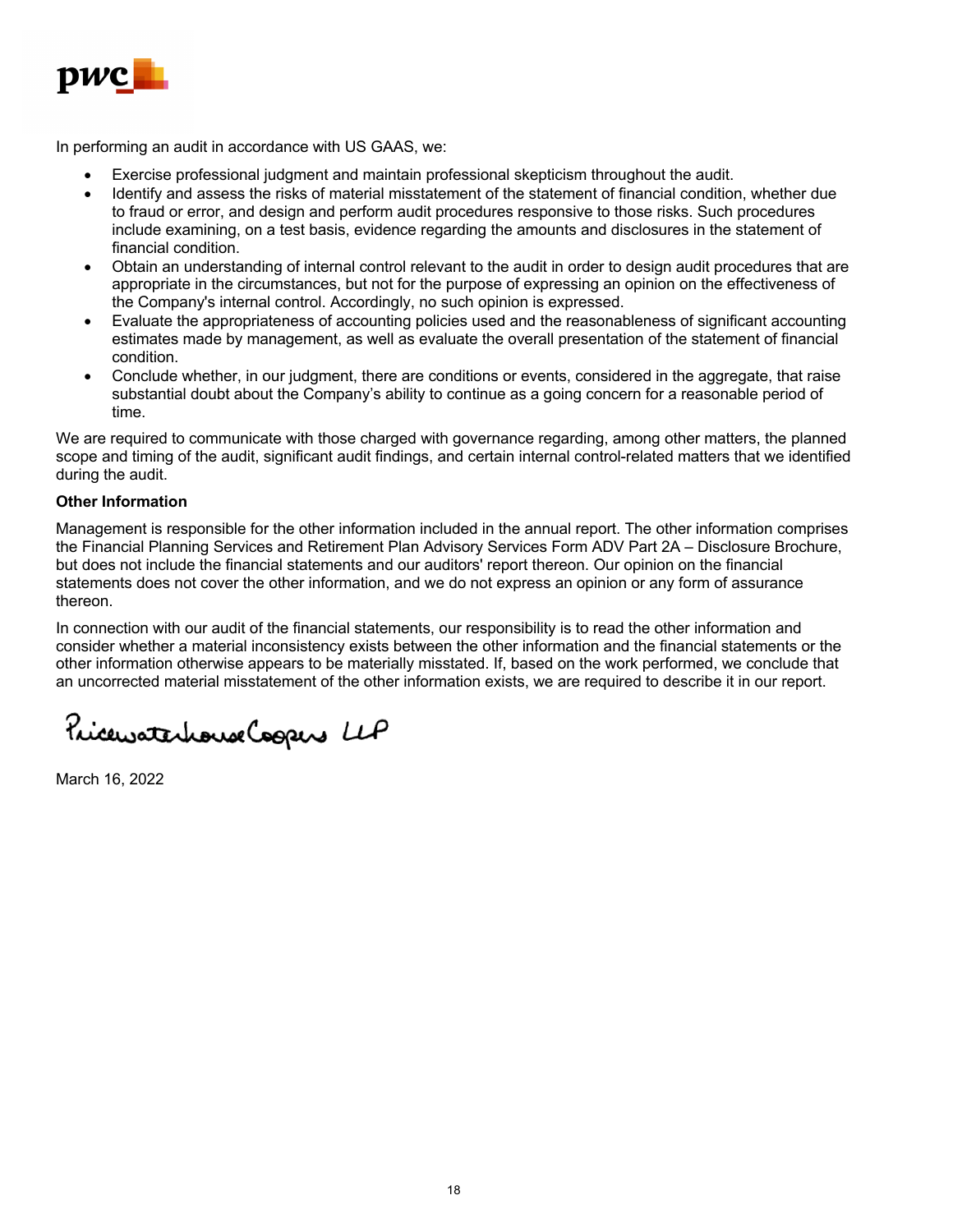In performing an audit in accordance with US GAAS, we:

- Exercise professional judgment and maintain professional skepticism throughout the audit.
- Identify and assess the risks of material misstatement of the statement of financial condition, whether due to fraud or error, and design and perform audit procedures responsive to those risks. Such procedures include examining, on a test basis, evidence regarding the amounts and disclosures in the statement of financial condition.
- Obtain an understanding of internal control relevant to the audit in order to design audit procedures that are appropriate in the circumstances, but not for the purpose of expressing an opinion on the effectiveness of the Company's internal control. Accordingly, no such opinion is expressed.
- Evaluate the appropriateness of accounting policies used and the reasonableness of significant accounting estimates made by management, as well as evaluate the overall presentation of the statement of financial condition.
- Conclude whether, in our judgment, there are conditions or events, considered in the aggregate, that raise substantial doubt about the Company's ability to continue as a going concern for a reasonable period of time.

We are required to communicate with those charged with governance regarding, among other matters, the planned scope and timing of the audit, significant audit findings, and certain internal control-related matters that we identified during the audit.

**Other Information**

Management is responsible for the other information included in the annual report. The other information comprises the Financial Planning Services and Retirement Plan Advisory Services Form ADV Part 2A – Disclosure Brochure, but does not include the financial statements and our auditors' report thereon. Our opinion on the financial statements does not cover the other information, and we do not express an opinion or any form of assurance thereon.

In connection with our audit of the financial statements, our responsibility is to read the other information and consider whether a material inconsistency exists between the other information and the financial statements or the other information otherwise appears to be materially misstated. If, based on the work performed, we conclude that an uncorrected material misstatement of the other information exists, we are required to describe it in our report.

PricewaterhouseCoopers LLP

March 16, 2022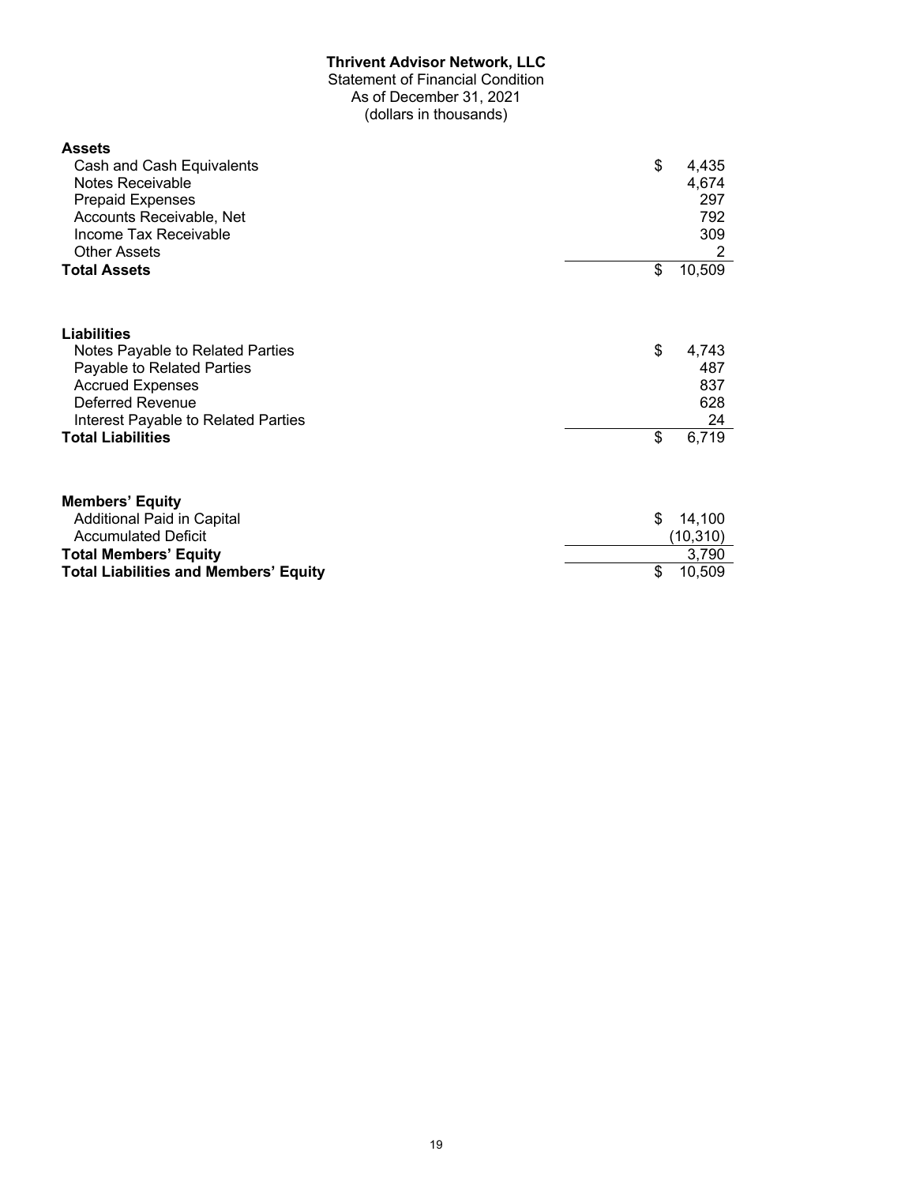**Thrivent Advisor Network, LLC**
Statement of Financial Condition
As of December 31, 2021
(dollars in thousands)

| | |
|---|---|
| **Assets** | |
| Cash and Cash Equivalents | $ 4,435 |
| Notes Receivable | 4,674 |
| Prepaid Expenses | 297 |
| Accounts Receivable, Net | 792 |
| Income Tax Receivable | 309 |
| Other Assets | 2 |
| **Total Assets** | $ 10,509 |
| | |
| **Liabilities** | |
| Notes Payable to Related Parties | $ 4,743 |
| Payable to Related Parties | 487 |
| Accrued Expenses | 837 |
| Deferred Revenue | 628 |
| Interest Payable to Related Parties | 24 |
| **Total Liabilities** | $ 6,719 |
| | |
| **Members' Equity** | |
| Additional Paid in Capital | $ 14,100 |
| Accumulated Deficit | (10,310) |
| **Total Members' Equity** | 3,790 |
| **Total Liabilities and Members' Equity** | $ 10,509 |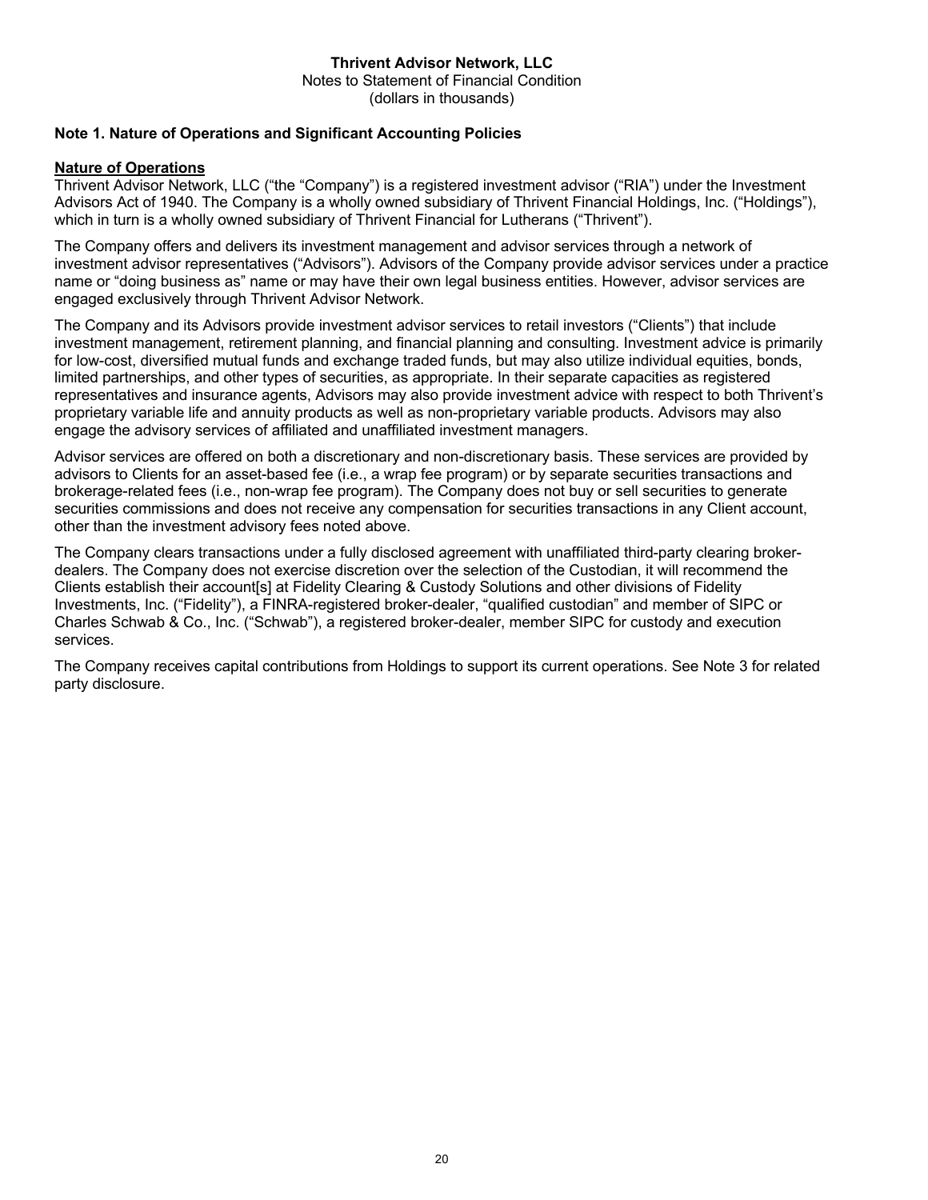**Thrivent Advisor Network, LLC**
Notes to Statement of Financial Condition
(dollars in thousands)

**Note 1. Nature of Operations and Significant Accounting Policies**

**Nature of Operations**

Thrivent Advisor Network, LLC ("the "Company") is a registered investment advisor ("RIA") under the Investment Advisors Act of 1940. The Company is a wholly owned subsidiary of Thrivent Financial Holdings, Inc. ("Holdings"), which in turn is a wholly owned subsidiary of Thrivent Financial for Lutherans ("Thrivent").

The Company offers and delivers its investment management and advisor services through a network of investment advisor representatives ("Advisors"). Advisors of the Company provide advisor services under a practice name or "doing business as" name or may have their own legal business entities. However, advisor services are engaged exclusively through Thrivent Advisor Network.

The Company and its Advisors provide investment advisor services to retail investors ("Clients") that include investment management, retirement planning, and financial planning and consulting. Investment advice is primarily for low-cost, diversified mutual funds and exchange traded funds, but may also utilize individual equities, bonds, limited partnerships, and other types of securities, as appropriate. In their separate capacities as registered representatives and insurance agents, Advisors may also provide investment advice with respect to both Thrivent's proprietary variable life and annuity products as well as non-proprietary variable products. Advisors may also engage the advisory services of affiliated and unaffiliated investment managers.

Advisor services are offered on both a discretionary and non-discretionary basis. These services are provided by advisors to Clients for an asset-based fee (i.e., a wrap fee program) or by separate securities transactions and brokerage-related fees (i.e., non-wrap fee program). The Company does not buy or sell securities to generate securities commissions and does not receive any compensation for securities transactions in any Client account, other than the investment advisory fees noted above.

The Company clears transactions under a fully disclosed agreement with unaffiliated third-party clearing broker-dealers. The Company does not exercise discretion over the selection of the Custodian, it will recommend the Clients establish their account[s] at Fidelity Clearing & Custody Solutions and other divisions of Fidelity Investments, Inc. ("Fidelity"), a FINRA-registered broker-dealer, "qualified custodian" and member of SIPC or Charles Schwab & Co., Inc. ("Schwab"), a registered broker-dealer, member SIPC for custody and execution services.

The Company receives capital contributions from Holdings to support its current operations. See Note 3 for related party disclosure.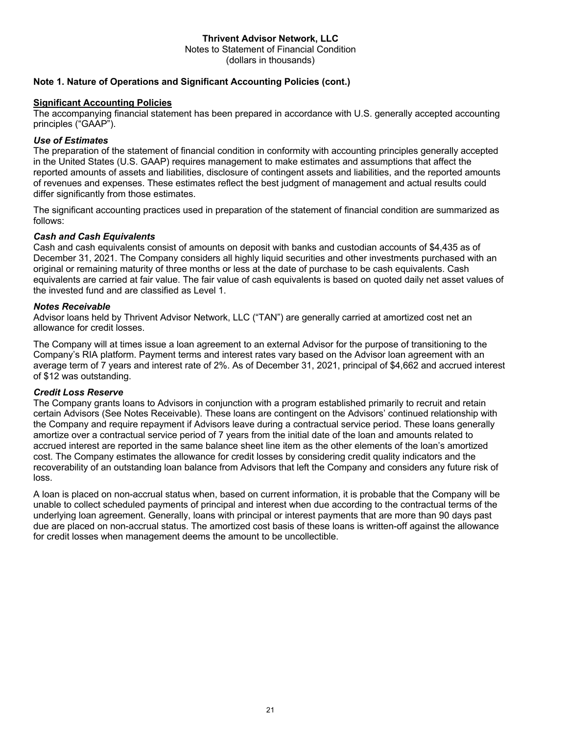# Thrivent Advisor Network, LLC

Notes to Statement of Financial Condition
(dollars in thousands)

## Note 1. Nature of Operations and Significant Accounting Policies (cont.)

**Significant Accounting Policies**

The accompanying financial statement has been prepared in accordance with U.S. generally accepted accounting principles ("GAAP").

***Use of Estimates***

The preparation of the statement of financial condition in conformity with accounting principles generally accepted in the United States (U.S. GAAP) requires management to make estimates and assumptions that affect the reported amounts of assets and liabilities, disclosure of contingent assets and liabilities, and the reported amounts of revenues and expenses. These estimates reflect the best judgment of management and actual results could differ significantly from those estimates.

The significant accounting practices used in preparation of the statement of financial condition are summarized as follows:

***Cash and Cash Equivalents***

Cash and cash equivalents consist of amounts on deposit with banks and custodian accounts of $4,435 as of December 31, 2021. The Company considers all highly liquid securities and other investments purchased with an original or remaining maturity of three months or less at the date of purchase to be cash equivalents. Cash equivalents are carried at fair value. The fair value of cash equivalents is based on quoted daily net asset values of the invested fund and are classified as Level 1.

***Notes Receivable***

Advisor loans held by Thrivent Advisor Network, LLC ("TAN") are generally carried at amortized cost net an allowance for credit losses.

The Company will at times issue a loan agreement to an external Advisor for the purpose of transitioning to the Company's RIA platform. Payment terms and interest rates vary based on the Advisor loan agreement with an average term of 7 years and interest rate of 2%. As of December 31, 2021, principal of $4,662 and accrued interest of $12 was outstanding.

***Credit Loss Reserve***

The Company grants loans to Advisors in conjunction with a program established primarily to recruit and retain certain Advisors (See Notes Receivable). These loans are contingent on the Advisors' continued relationship with the Company and require repayment if Advisors leave during a contractual service period. These loans generally amortize over a contractual service period of 7 years from the initial date of the loan and amounts related to accrued interest are reported in the same balance sheet line item as the other elements of the loan's amortized cost. The Company estimates the allowance for credit losses by considering credit quality indicators and the recoverability of an outstanding loan balance from Advisors that left the Company and considers any future risk of loss.

A loan is placed on non-accrual status when, based on current information, it is probable that the Company will be unable to collect scheduled payments of principal and interest when due according to the contractual terms of the underlying loan agreement. Generally, loans with principal or interest payments that are more than 90 days past due are placed on non-accrual status. The amortized cost basis of these loans is written-off against the allowance for credit losses when management deems the amount to be uncollectible.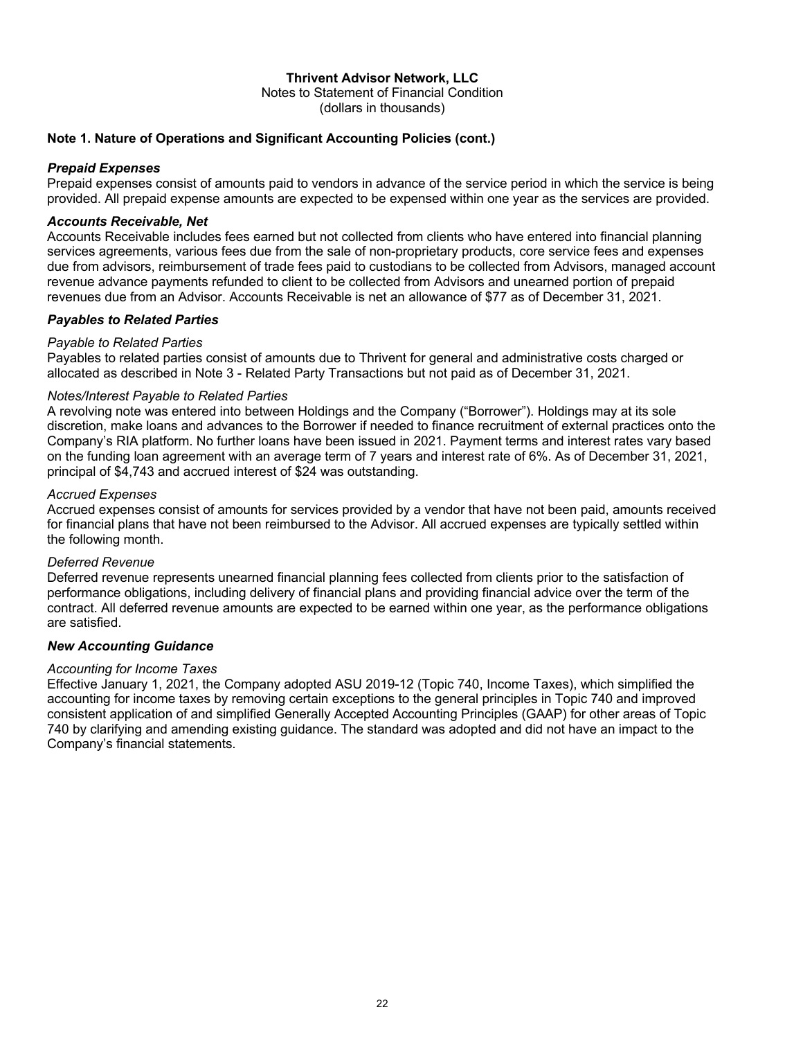**Thrivent Advisor Network, LLC**
Notes to Statement of Financial Condition
(dollars in thousands)

## Note 1. Nature of Operations and Significant Accounting Policies (cont.)

### *Prepaid Expenses*

Prepaid expenses consist of amounts paid to vendors in advance of the service period in which the service is being provided. All prepaid expense amounts are expected to be expensed within one year as the services are provided.

### *Accounts Receivable, Net*

Accounts Receivable includes fees earned but not collected from clients who have entered into financial planning services agreements, various fees due from the sale of non-proprietary products, core service fees and expenses due from advisors, reimbursement of trade fees paid to custodians to be collected from Advisors, managed account revenue advance payments refunded to client to be collected from Advisors and unearned portion of prepaid revenues due from an Advisor. Accounts Receivable is net an allowance of $77 as of December 31, 2021.

### *Payables to Related Parties*

*Payable to Related Parties*

Payables to related parties consist of amounts due to Thrivent for general and administrative costs charged or allocated as described in Note 3 - Related Party Transactions but not paid as of December 31, 2021.

*Notes/Interest Payable to Related Parties*

A revolving note was entered into between Holdings and the Company ("Borrower"). Holdings may at its sole discretion, make loans and advances to the Borrower if needed to finance recruitment of external practices onto the Company's RIA platform. No further loans have been issued in 2021. Payment terms and interest rates vary based on the funding loan agreement with an average term of 7 years and interest rate of 6%. As of December 31, 2021, principal of $4,743 and accrued interest of $24 was outstanding.

*Accrued Expenses*

Accrued expenses consist of amounts for services provided by a vendor that have not been paid, amounts received for financial plans that have not been reimbursed to the Advisor. All accrued expenses are typically settled within the following month.

*Deferred Revenue*

Deferred revenue represents unearned financial planning fees collected from clients prior to the satisfaction of performance obligations, including delivery of financial plans and providing financial advice over the term of the contract. All deferred revenue amounts are expected to be earned within one year, as the performance obligations are satisfied.

### *New Accounting Guidance*

*Accounting for Income Taxes*

Effective January 1, 2021, the Company adopted ASU 2019-12 (Topic 740, Income Taxes), which simplified the accounting for income taxes by removing certain exceptions to the general principles in Topic 740 and improved consistent application of and simplified Generally Accepted Accounting Principles (GAAP) for other areas of Topic 740 by clarifying and amending existing guidance. The standard was adopted and did not have an impact to the Company's financial statements.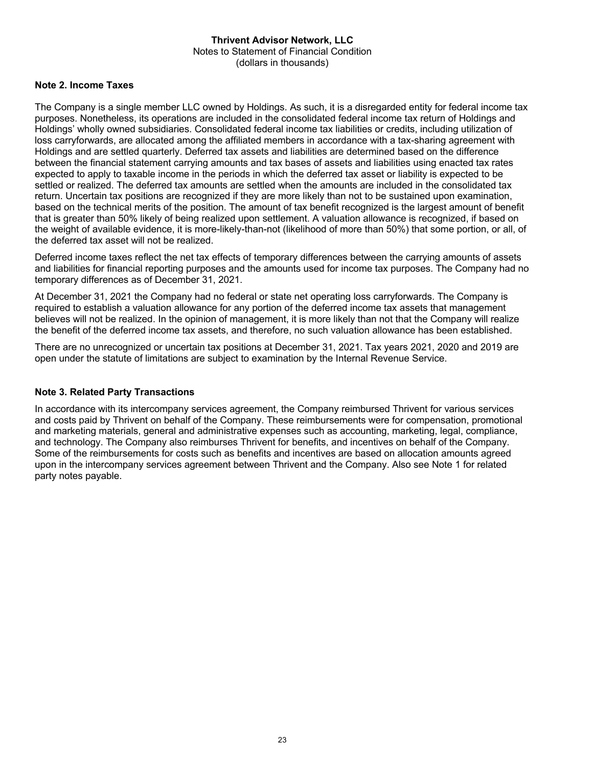## Note 2. Income Taxes

The Company is a single member LLC owned by Holdings. As such, it is a disregarded entity for federal income tax purposes. Nonetheless, its operations are included in the consolidated federal income tax return of Holdings and Holdings' wholly owned subsidiaries. Consolidated federal income tax liabilities or credits, including utilization of loss carryforwards, are allocated among the affiliated members in accordance with a tax-sharing agreement with Holdings and are settled quarterly. Deferred tax assets and liabilities are determined based on the difference between the financial statement carrying amounts and tax bases of assets and liabilities using enacted tax rates expected to apply to taxable income in the periods in which the deferred tax asset or liability is expected to be settled or realized. The deferred tax amounts are settled when the amounts are included in the consolidated tax return. Uncertain tax positions are recognized if they are more likely than not to be sustained upon examination, based on the technical merits of the position. The amount of tax benefit recognized is the largest amount of benefit that is greater than 50% likely of being realized upon settlement. A valuation allowance is recognized, if based on the weight of available evidence, it is more-likely-than-not (likelihood of more than 50%) that some portion, or all, of the deferred tax asset will not be realized.

Deferred income taxes reflect the net tax effects of temporary differences between the carrying amounts of assets and liabilities for financial reporting purposes and the amounts used for income tax purposes. The Company had no temporary differences as of December 31, 2021.

At December 31, 2021 the Company had no federal or state net operating loss carryforwards. The Company is required to establish a valuation allowance for any portion of the deferred income tax assets that management believes will not be realized. In the opinion of management, it is more likely than not that the Company will realize the benefit of the deferred income tax assets, and therefore, no such valuation allowance has been established.

There are no unrecognized or uncertain tax positions at December 31, 2021. Tax years 2021, 2020 and 2019 are open under the statute of limitations are subject to examination by the Internal Revenue Service.

## Note 3. Related Party Transactions

In accordance with its intercompany services agreement, the Company reimbursed Thrivent for various services and costs paid by Thrivent on behalf of the Company. These reimbursements were for compensation, promotional and marketing materials, general and administrative expenses such as accounting, marketing, legal, compliance, and technology. The Company also reimburses Thrivent for benefits, and incentives on behalf of the Company. Some of the reimbursements for costs such as benefits and incentives are based on allocation amounts agreed upon in the intercompany services agreement between Thrivent and the Company. Also see Note 1 for related party notes payable.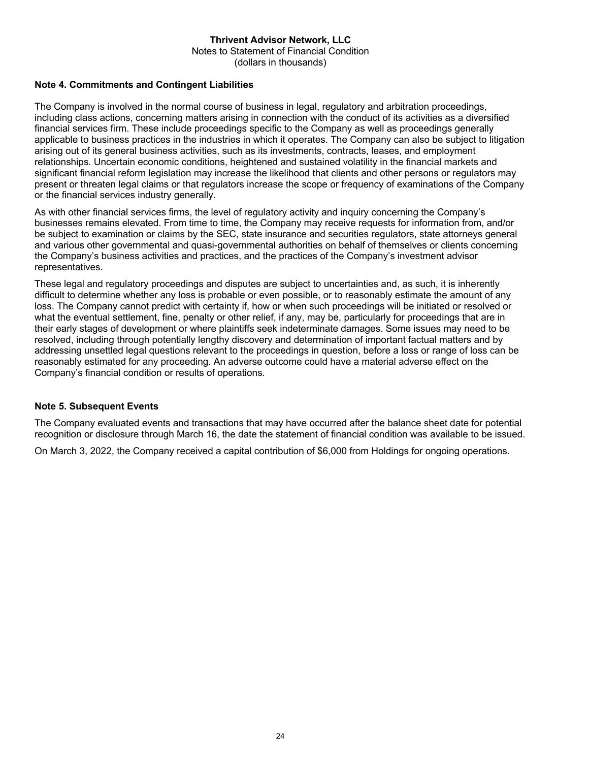## Note 4. Commitments and Contingent Liabilities

The Company is involved in the normal course of business in legal, regulatory and arbitration proceedings, including class actions, concerning matters arising in connection with the conduct of its activities as a diversified financial services firm. These include proceedings specific to the Company as well as proceedings generally applicable to business practices in the industries in which it operates. The Company can also be subject to litigation arising out of its general business activities, such as its investments, contracts, leases, and employment relationships. Uncertain economic conditions, heightened and sustained volatility in the financial markets and significant financial reform legislation may increase the likelihood that clients and other persons or regulators may present or threaten legal claims or that regulators increase the scope or frequency of examinations of the Company or the financial services industry generally.

As with other financial services firms, the level of regulatory activity and inquiry concerning the Company's businesses remains elevated. From time to time, the Company may receive requests for information from, and/or be subject to examination or claims by the SEC, state insurance and securities regulators, state attorneys general and various other governmental and quasi-governmental authorities on behalf of themselves or clients concerning the Company's business activities and practices, and the practices of the Company's investment advisor representatives.

These legal and regulatory proceedings and disputes are subject to uncertainties and, as such, it is inherently difficult to determine whether any loss is probable or even possible, or to reasonably estimate the amount of any loss. The Company cannot predict with certainty if, how or when such proceedings will be initiated or resolved or what the eventual settlement, fine, penalty or other relief, if any, may be, particularly for proceedings that are in their early stages of development or where plaintiffs seek indeterminate damages. Some issues may need to be resolved, including through potentially lengthy discovery and determination of important factual matters and by addressing unsettled legal questions relevant to the proceedings in question, before a loss or range of loss can be reasonably estimated for any proceeding. An adverse outcome could have a material adverse effect on the Company's financial condition or results of operations.

## Note 5. Subsequent Events

The Company evaluated events and transactions that may have occurred after the balance sheet date for potential recognition or disclosure through March 16, the date the statement of financial condition was available to be issued.

On March 3, 2022, the Company received a capital contribution of $6,000 from Holdings for ongoing operations.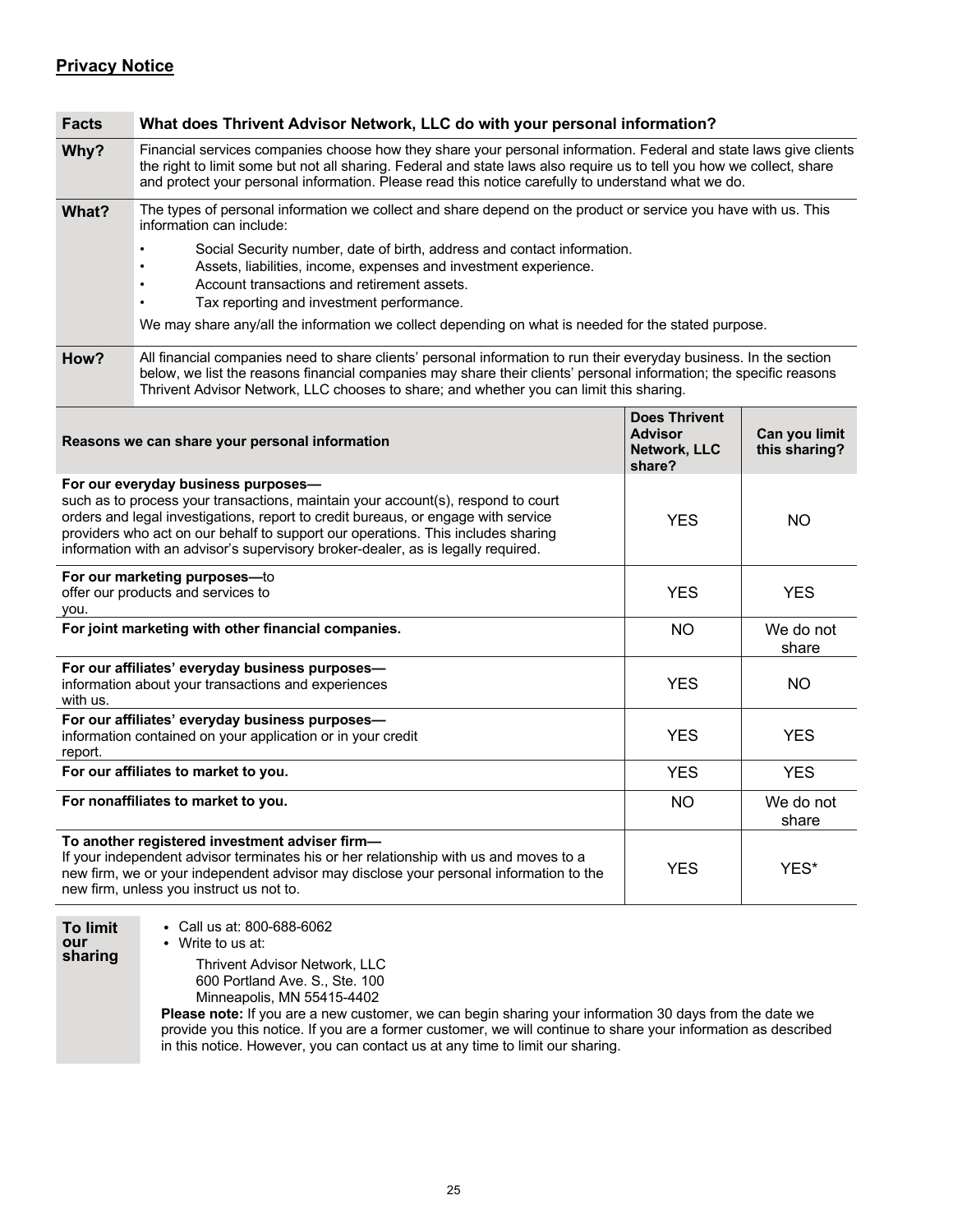## Privacy Notice

| Facts | What does Thrivent Advisor Network, LLC do with your personal information? |
|---|---|
| **Why?** | Financial services companies choose how they share your personal information. Federal and state laws give clients the right to limit some but not all sharing. Federal and state laws also require us to tell you how we collect, share and protect your personal information. Please read this notice carefully to understand what we do. |
| **What?** | The types of personal information we collect and share depend on the product or service you have with us. This information can include:<br>• Social Security number, date of birth, address and contact information.<br>• Assets, liabilities, income, expenses and investment experience.<br>• Account transactions and retirement assets.<br>• Tax reporting and investment performance.<br>We may share any/all the information we collect depending on what is needed for the stated purpose. |
| **How?** | All financial companies need to share clients' personal information to run their everyday business. In the section below, we list the reasons financial companies may share their clients' personal information; the specific reasons Thrivent Advisor Network, LLC chooses to share; and whether you can limit this sharing. |

| Reasons we can share your personal information | Does Thrivent Advisor Network, LLC share? | Can you limit this sharing? |
|---|---|---|
| **For our everyday business purposes—** such as to process your transactions, maintain your account(s), respond to court orders and legal investigations, report to credit bureaus, or engage with service providers who act on our behalf to support our operations. This includes sharing information with an advisor's supervisory broker-dealer, as is legally required. | YES | NO |
| **For our marketing purposes—**to offer our products and services to you. | YES | YES |
| **For joint marketing with other financial companies.** | NO | We do not share |
| **For our affiliates' everyday business purposes—** information about your transactions and experiences with us. | YES | NO |
| **For our affiliates' everyday business purposes—** information contained on your application or in your credit report. | YES | YES |
| **For our affiliates to market to you.** | YES | YES |
| **For nonaffiliates to market to you.** | NO | We do not share |
| **To another registered investment adviser firm—** If your independent advisor terminates his or her relationship with us and moves to a new firm, we or your independent advisor may disclose your personal information to the new firm, unless you instruct us not to. | YES | YES* |

**To limit our sharing**

- Call us at: 800-688-6062
- Write to us at:

  Thrivent Advisor Network, LLC
  600 Portland Ave. S., Ste. 100
  Minneapolis, MN 55415-4402

**Please note:** If you are a new customer, we can begin sharing your information 30 days from the date we provide you this notice. If you are a former customer, we will continue to share your information as described in this notice. However, you can contact us at any time to limit our sharing.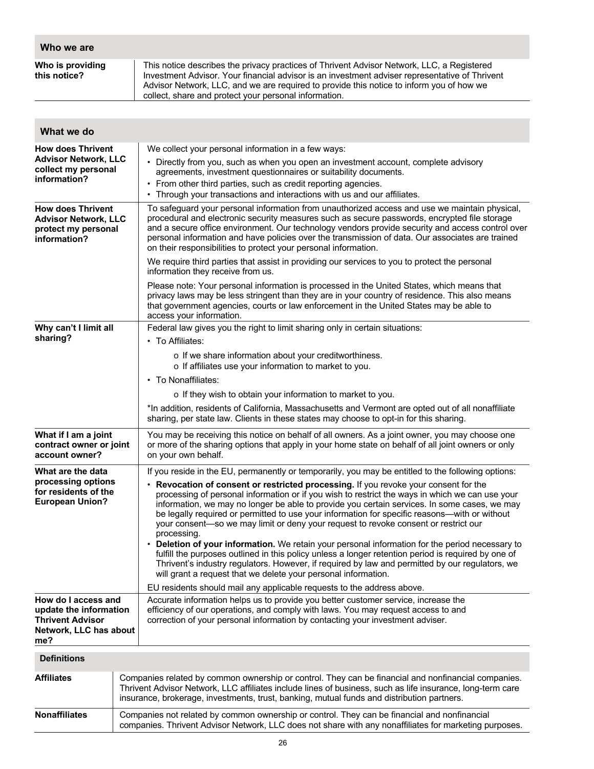| Who we are | |
|---|---|
| **Who is providing this notice?** | This notice describes the privacy practices of Thrivent Advisor Network, LLC, a Registered Investment Advisor. Your financial advisor is an investment adviser representative of Thrivent Advisor Network, LLC, and we are required to provide this notice to inform you of how we collect, share and protect your personal information. |

| What we do | |
|---|---|
| **How does Thrivent Advisor Network, LLC collect my personal information?** | We collect your personal information in a few ways:<br>• Directly from you, such as when you open an investment account, complete advisory agreements, investment questionnaires or suitability documents.<br>• From other third parties, such as credit reporting agencies.<br>• Through your transactions and interactions with us and our affiliates. |
| **How does Thrivent Advisor Network, LLC protect my personal information?** | To safeguard your personal information from unauthorized access and use we maintain physical, procedural and electronic security measures such as secure passwords, encrypted file storage and a secure office environment. Our technology vendors provide security and access control over personal information and have policies over the transmission of data. Our associates are trained on their responsibilities to protect your personal information.<br>We require third parties that assist in providing our services to you to protect the personal information they receive from us.<br>Please note: Your personal information is processed in the United States, which means that privacy laws may be less stringent than they are in your country of residence. This also means that government agencies, courts or law enforcement in the United States may be able to access your information. |
| **Why can't I limit all sharing?** | Federal law gives you the right to limit sharing only in certain situations:<br>• To Affiliates:<br>  o If we share information about your creditworthiness.<br>  o If affiliates use your information to market to you.<br>• To Nonaffiliates:<br>  o If they wish to obtain your information to market to you.<br>*In addition, residents of California, Massachusetts and Vermont are opted out of all nonaffiliate sharing, per state law. Clients in these states may choose to opt-in for this sharing. |
| **What if I am a joint contract owner or joint account owner?** | You may be receiving this notice on behalf of all owners. As a joint owner, you may choose one or more of the sharing options that apply in your home state on behalf of all joint owners or only on your own behalf. |
| **What are the data processing options for residents of the European Union?** | If you reside in the EU, permanently or temporarily, you may be entitled to the following options:<br>• **Revocation of consent or restricted processing.** If you revoke your consent for the processing of personal information or if you wish to restrict the ways in which we can use your information, we may no longer be able to provide you certain services. In some cases, we may be legally required or permitted to use your information for specific reasons—with or without your consent—so we may limit or deny your request to revoke consent or restrict our processing.<br>• **Deletion of your information.** We retain your personal information for the period necessary to fulfill the purposes outlined in this policy unless a longer retention period is required by one of Thrivent's industry regulators. However, if required by law and permitted by our regulators, we will grant a request that we delete your personal information.<br>EU residents should mail any applicable requests to the address above. |
| **How do I access and update the information Thrivent Advisor Network, LLC has about me?** | Accurate information helps us to provide you better customer service, increase the efficiency of our operations, and comply with laws. You may request access to and correction of your personal information by contacting your investment adviser. |

| Definitions | |
|---|---|
| **Affiliates** | Companies related by common ownership or control. They can be financial and nonfinancial companies. Thrivent Advisor Network, LLC affiliates include lines of business, such as life insurance, long-term care insurance, brokerage, investments, trust, banking, mutual funds and distribution partners. |
| **Nonaffiliates** | Companies not related by common ownership or control. They can be financial and nonfinancial companies. Thrivent Advisor Network, LLC does not share with any nonaffiliates for marketing purposes. |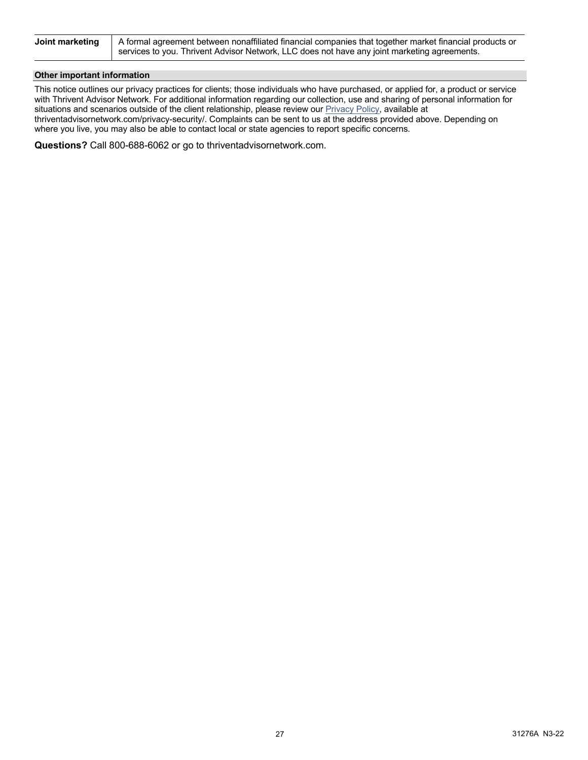| | |
|---|---|
| **Joint marketing** | A formal agreement between nonaffiliated financial companies that together market financial products or services to you. Thrivent Advisor Network, LLC does not have any joint marketing agreements. |

**Other important information**

This notice outlines our privacy practices for clients; those individuals who have purchased, or applied for, a product or service with Thrivent Advisor Network. For additional information regarding our collection, use and sharing of personal information for situations and scenarios outside of the client relationship, please review our Privacy Policy, available at thriventadvisornetwork.com/privacy-security/. Complaints can be sent to us at the address provided above. Depending on where you live, you may also be able to contact local or state agencies to report specific concerns.

**Questions?** Call 800-688-6062 or go to thriventadvisornetwork.com.

31276A N3-22